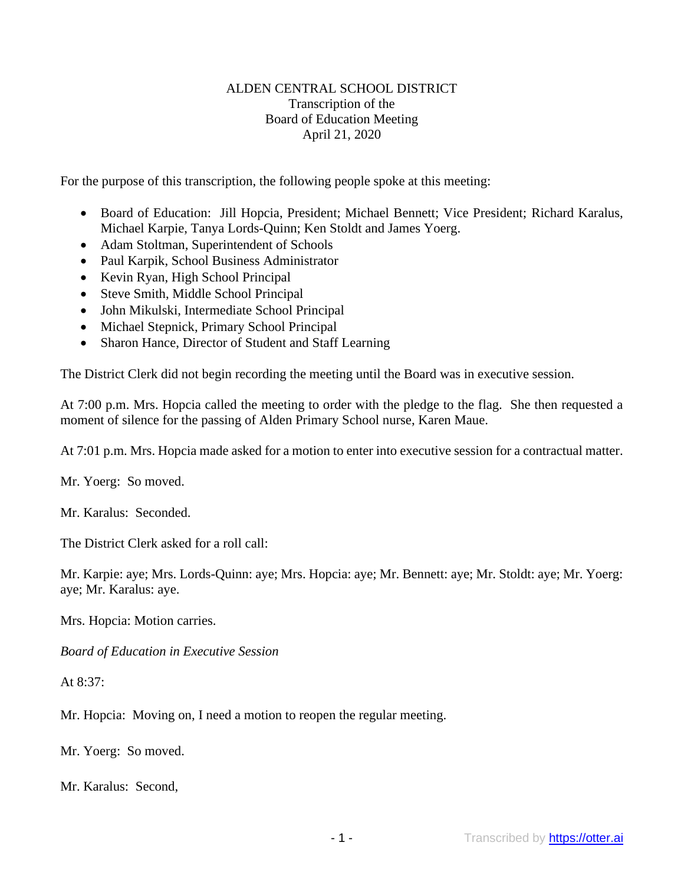ALDEN CENTRAL SCHOOL DISTRICT
Transcription of the
Board of Education Meeting
April 21, 2020

For the purpose of this transcription, the following people spoke at this meeting:

- Board of Education: Jill Hopcia, President; Michael Bennett; Vice President; Richard Karalus, Michael Karpie, Tanya Lords-Quinn; Ken Stoldt and James Yoerg.
- Adam Stoltman, Superintendent of Schools
- Paul Karpik, School Business Administrator
- Kevin Ryan, High School Principal
- Steve Smith, Middle School Principal
- John Mikulski, Intermediate School Principal
- Michael Stepnick, Primary School Principal
- Sharon Hance, Director of Student and Staff Learning

The District Clerk did not begin recording the meeting until the Board was in executive session.

At 7:00 p.m. Mrs. Hopcia called the meeting to order with the pledge to the flag. She then requested a moment of silence for the passing of Alden Primary School nurse, Karen Maue.

At 7:01 p.m. Mrs. Hopcia made asked for a motion to enter into executive session for a contractual matter.

Mr. Yoerg: So moved.

Mr. Karalus: Seconded.

The District Clerk asked for a roll call:

Mr. Karpie: aye; Mrs. Lords-Quinn: aye; Mrs. Hopcia: aye; Mr. Bennett: aye; Mr. Stoldt: aye; Mr. Yoerg: aye; Mr. Karalus: aye.

Mrs. Hopcia: Motion carries.

*Board of Education in Executive Session*

At 8:37:

Mr. Hopcia: Moving on, I need a motion to reopen the regular meeting.

Mr. Yoerg: So moved.

Mr. Karalus: Second,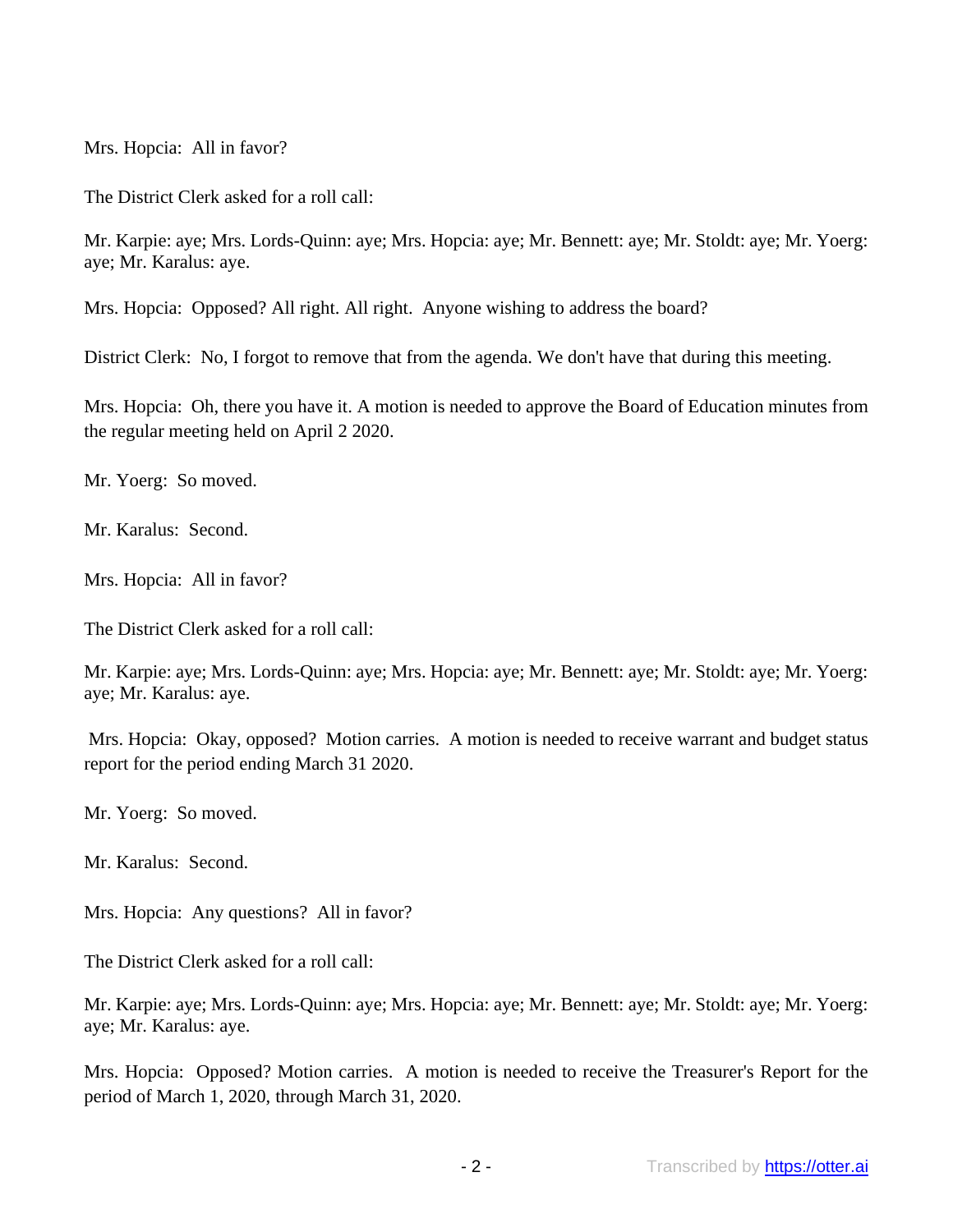Mrs. Hopcia: All in favor?

The District Clerk asked for a roll call:

Mr. Karpie: aye; Mrs. Lords-Quinn: aye; Mrs. Hopcia: aye; Mr. Bennett: aye; Mr. Stoldt: aye; Mr. Yoerg: aye; Mr. Karalus: aye.

Mrs. Hopcia: Opposed? All right. All right. Anyone wishing to address the board?

District Clerk: No, I forgot to remove that from the agenda. We don't have that during this meeting.

Mrs. Hopcia: Oh, there you have it. A motion is needed to approve the Board of Education minutes from the regular meeting held on April 2 2020.

Mr. Yoerg: So moved.

Mr. Karalus: Second.

Mrs. Hopcia: All in favor?

The District Clerk asked for a roll call:

Mr. Karpie: aye; Mrs. Lords-Quinn: aye; Mrs. Hopcia: aye; Mr. Bennett: aye; Mr. Stoldt: aye; Mr. Yoerg: aye; Mr. Karalus: aye.

Mrs. Hopcia: Okay, opposed? Motion carries. A motion is needed to receive warrant and budget status report for the period ending March 31 2020.

Mr. Yoerg: So moved.

Mr. Karalus: Second.

Mrs. Hopcia: Any questions? All in favor?

The District Clerk asked for a roll call:

Mr. Karpie: aye; Mrs. Lords-Quinn: aye; Mrs. Hopcia: aye; Mr. Bennett: aye; Mr. Stoldt: aye; Mr. Yoerg: aye; Mr. Karalus: aye.

Mrs. Hopcia: Opposed? Motion carries. A motion is needed to receive the Treasurer's Report for the period of March 1, 2020, through March 31, 2020.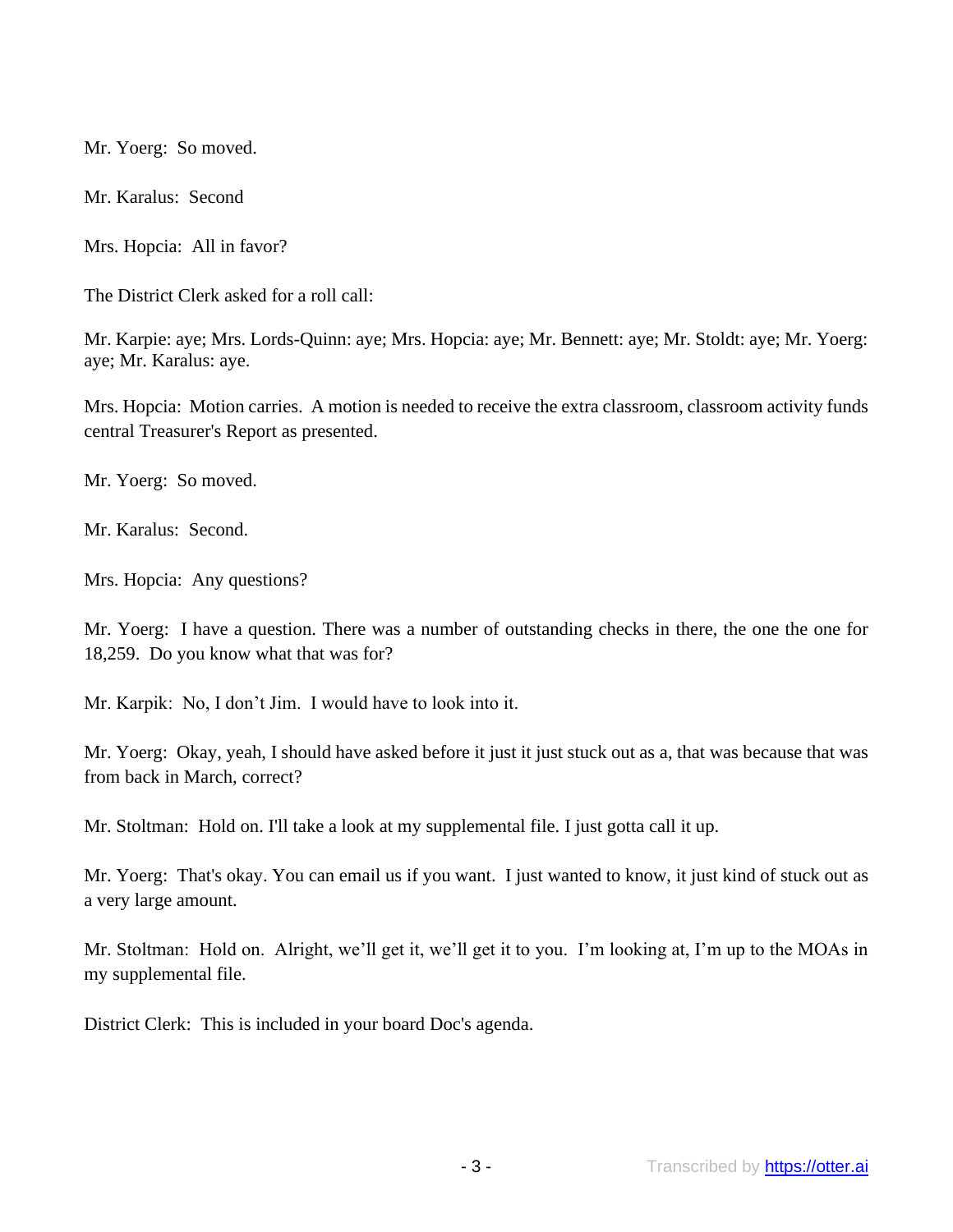Mr. Yoerg: So moved.

Mr. Karalus: Second

Mrs. Hopcia: All in favor?

The District Clerk asked for a roll call:

Mr. Karpie: aye; Mrs. Lords-Quinn: aye; Mrs. Hopcia: aye; Mr. Bennett: aye; Mr. Stoldt: aye; Mr. Yoerg: aye; Mr. Karalus: aye.

Mrs. Hopcia: Motion carries. A motion is needed to receive the extra classroom, classroom activity funds central Treasurer's Report as presented.

Mr. Yoerg: So moved.

Mr. Karalus: Second.

Mrs. Hopcia: Any questions?

Mr. Yoerg: I have a question. There was a number of outstanding checks in there, the one the one for 18,259. Do you know what that was for?

Mr. Karpik: No, I don't Jim. I would have to look into it.

Mr. Yoerg: Okay, yeah, I should have asked before it just it just stuck out as a, that was because that was from back in March, correct?

Mr. Stoltman: Hold on. I'll take a look at my supplemental file. I just gotta call it up.

Mr. Yoerg: That's okay. You can email us if you want. I just wanted to know, it just kind of stuck out as a very large amount.

Mr. Stoltman: Hold on. Alright, we'll get it, we'll get it to you. I'm looking at, I'm up to the MOAs in my supplemental file.

District Clerk: This is included in your board Doc's agenda.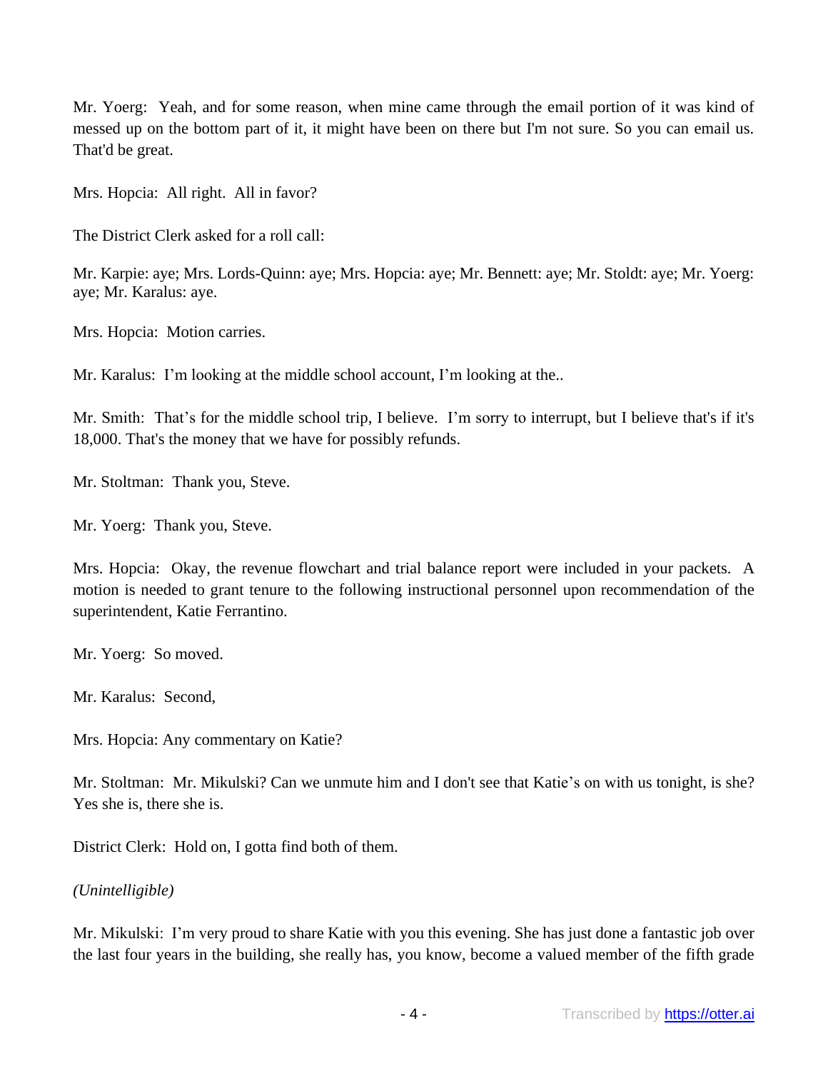Mr. Yoerg: Yeah, and for some reason, when mine came through the email portion of it was kind of messed up on the bottom part of it, it might have been on there but I'm not sure. So you can email us. That'd be great.

Mrs. Hopcia: All right. All in favor?

The District Clerk asked for a roll call:

Mr. Karpie: aye; Mrs. Lords-Quinn: aye; Mrs. Hopcia: aye; Mr. Bennett: aye; Mr. Stoldt: aye; Mr. Yoerg: aye; Mr. Karalus: aye.

Mrs. Hopcia: Motion carries.

Mr. Karalus: I'm looking at the middle school account, I'm looking at the..

Mr. Smith: That's for the middle school trip, I believe. I'm sorry to interrupt, but I believe that's if it's 18,000. That's the money that we have for possibly refunds.

Mr. Stoltman: Thank you, Steve.

Mr. Yoerg: Thank you, Steve.

Mrs. Hopcia: Okay, the revenue flowchart and trial balance report were included in your packets. A motion is needed to grant tenure to the following instructional personnel upon recommendation of the superintendent, Katie Ferrantino.

Mr. Yoerg: So moved.

Mr. Karalus: Second,

Mrs. Hopcia: Any commentary on Katie?

Mr. Stoltman: Mr. Mikulski? Can we unmute him and I don't see that Katie's on with us tonight, is she? Yes she is, there she is.

District Clerk: Hold on, I gotta find both of them.

*(Unintelligible)*

Mr. Mikulski: I'm very proud to share Katie with you this evening. She has just done a fantastic job over the last four years in the building, she really has, you know, become a valued member of the fifth grade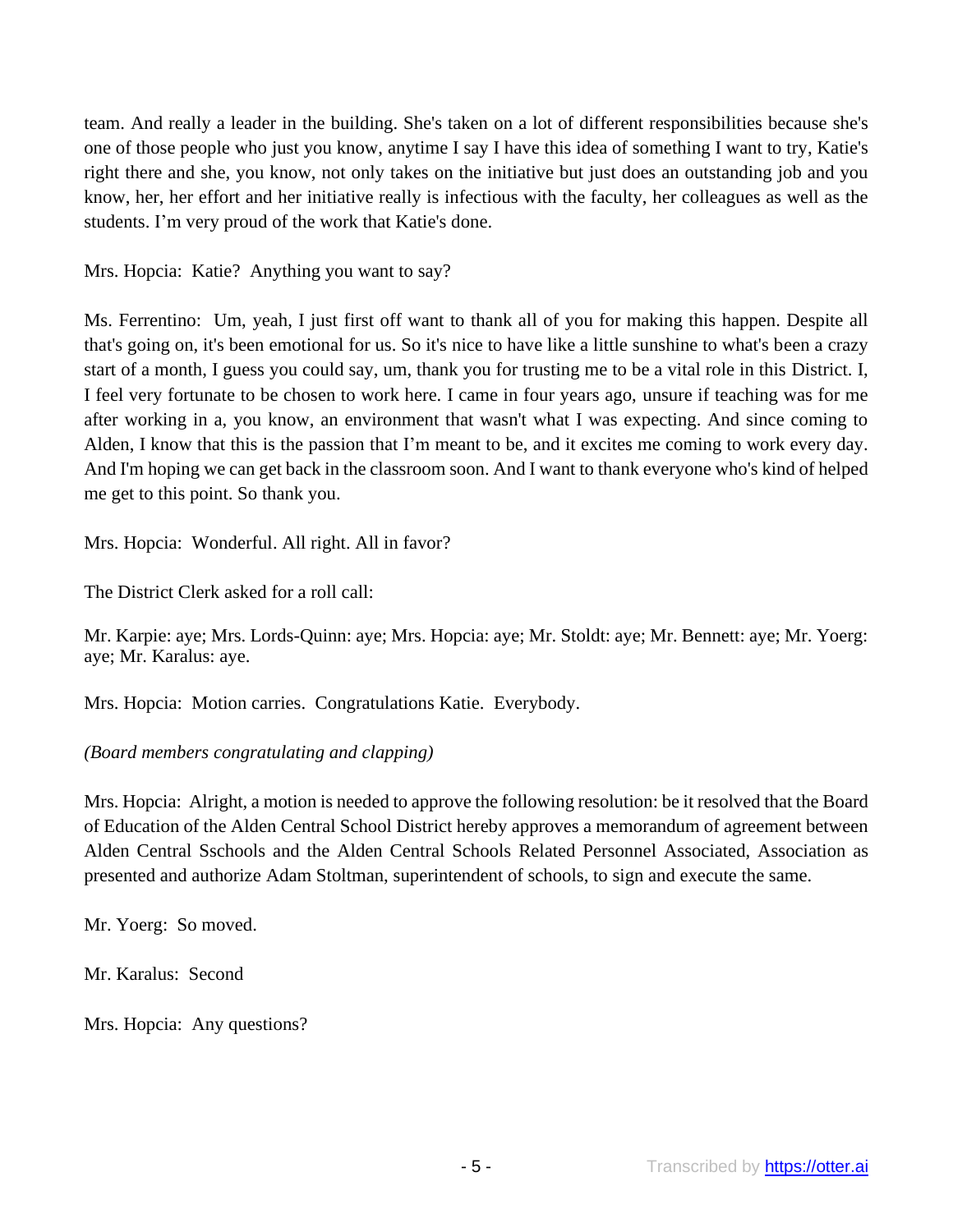team. And really a leader in the building. She's taken on a lot of different responsibilities because she's one of those people who just you know, anytime I say I have this idea of something I want to try, Katie's right there and she, you know, not only takes on the initiative but just does an outstanding job and you know, her, her effort and her initiative really is infectious with the faculty, her colleagues as well as the students. I'm very proud of the work that Katie's done.

Mrs. Hopcia: Katie? Anything you want to say?

Ms. Ferrentino: Um, yeah, I just first off want to thank all of you for making this happen. Despite all that's going on, it's been emotional for us. So it's nice to have like a little sunshine to what's been a crazy start of a month, I guess you could say, um, thank you for trusting me to be a vital role in this District. I, I feel very fortunate to be chosen to work here. I came in four years ago, unsure if teaching was for me after working in a, you know, an environment that wasn't what I was expecting. And since coming to Alden, I know that this is the passion that I'm meant to be, and it excites me coming to work every day. And I'm hoping we can get back in the classroom soon. And I want to thank everyone who's kind of helped me get to this point. So thank you.

Mrs. Hopcia: Wonderful. All right. All in favor?

The District Clerk asked for a roll call:

Mr. Karpie: aye; Mrs. Lords-Quinn: aye; Mrs. Hopcia: aye; Mr. Stoldt: aye; Mr. Bennett: aye; Mr. Yoerg: aye; Mr. Karalus: aye.

Mrs. Hopcia: Motion carries. Congratulations Katie. Everybody.

*(Board members congratulating and clapping)*

Mrs. Hopcia: Alright, a motion is needed to approve the following resolution: be it resolved that the Board of Education of the Alden Central School District hereby approves a memorandum of agreement between Alden Central Sschools and the Alden Central Schools Related Personnel Associated, Association as presented and authorize Adam Stoltman, superintendent of schools, to sign and execute the same.

Mr. Yoerg: So moved.

Mr. Karalus: Second

Mrs. Hopcia: Any questions?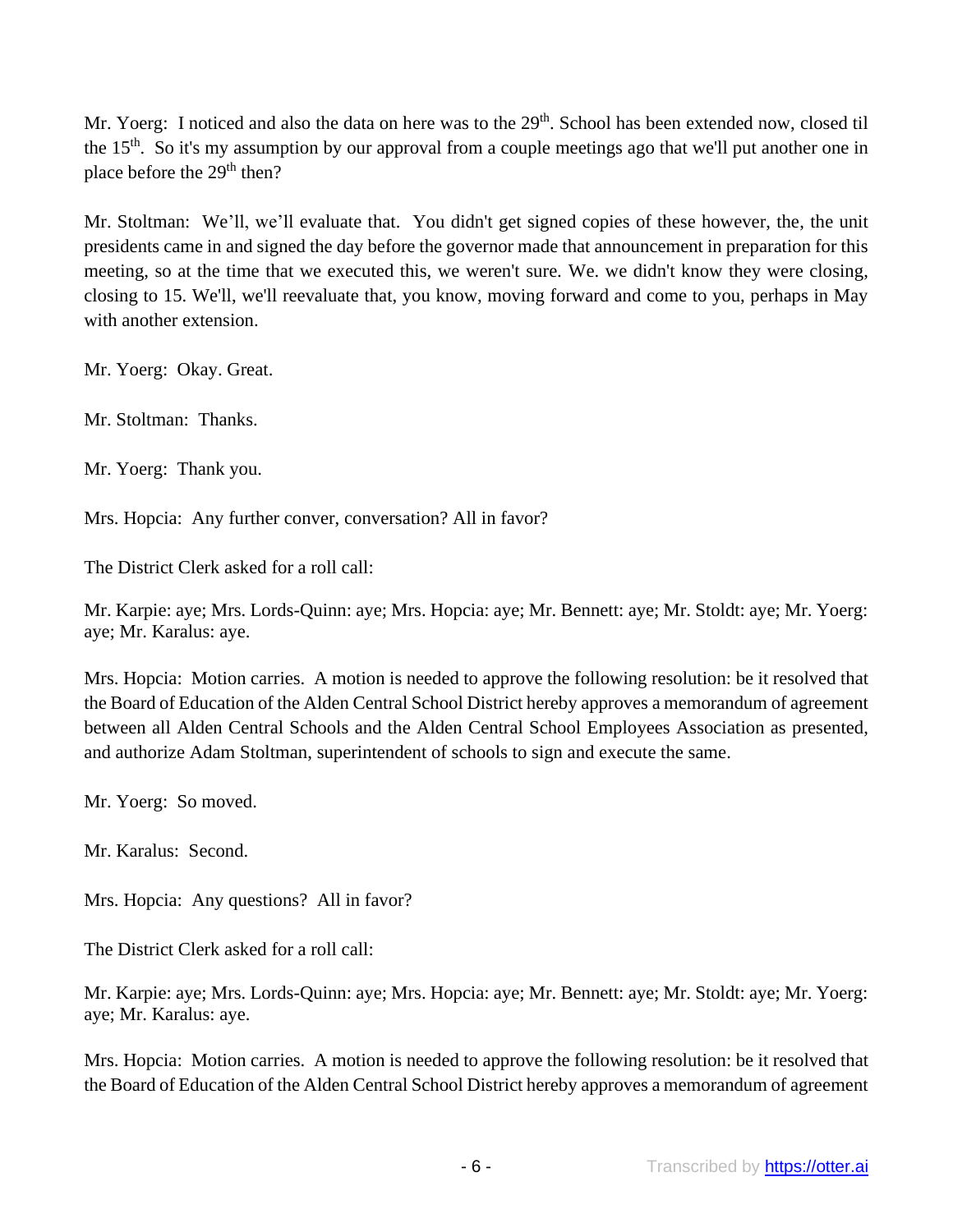Mr. Yoerg: I noticed and also the data on here was to the 29th. School has been extended now, closed til the 15th. So it's my assumption by our approval from a couple meetings ago that we'll put another one in place before the 29th then?

Mr. Stoltman: We'll, we'll evaluate that. You didn't get signed copies of these however, the, the unit presidents came in and signed the day before the governor made that announcement in preparation for this meeting, so at the time that we executed this, we weren't sure. We. we didn't know they were closing, closing to 15. We'll, we'll reevaluate that, you know, moving forward and come to you, perhaps in May with another extension.

Mr. Yoerg: Okay. Great.

Mr. Stoltman: Thanks.

Mr. Yoerg: Thank you.

Mrs. Hopcia: Any further conver, conversation? All in favor?

The District Clerk asked for a roll call:

Mr. Karpie: aye; Mrs. Lords-Quinn: aye; Mrs. Hopcia: aye; Mr. Bennett: aye; Mr. Stoldt: aye; Mr. Yoerg: aye; Mr. Karalus: aye.

Mrs. Hopcia: Motion carries. A motion is needed to approve the following resolution: be it resolved that the Board of Education of the Alden Central School District hereby approves a memorandum of agreement between all Alden Central Schools and the Alden Central School Employees Association as presented, and authorize Adam Stoltman, superintendent of schools to sign and execute the same.

Mr. Yoerg: So moved.

Mr. Karalus: Second.

Mrs. Hopcia: Any questions? All in favor?

The District Clerk asked for a roll call:

Mr. Karpie: aye; Mrs. Lords-Quinn: aye; Mrs. Hopcia: aye; Mr. Bennett: aye; Mr. Stoldt: aye; Mr. Yoerg: aye; Mr. Karalus: aye.

Mrs. Hopcia: Motion carries. A motion is needed to approve the following resolution: be it resolved that the Board of Education of the Alden Central School District hereby approves a memorandum of agreement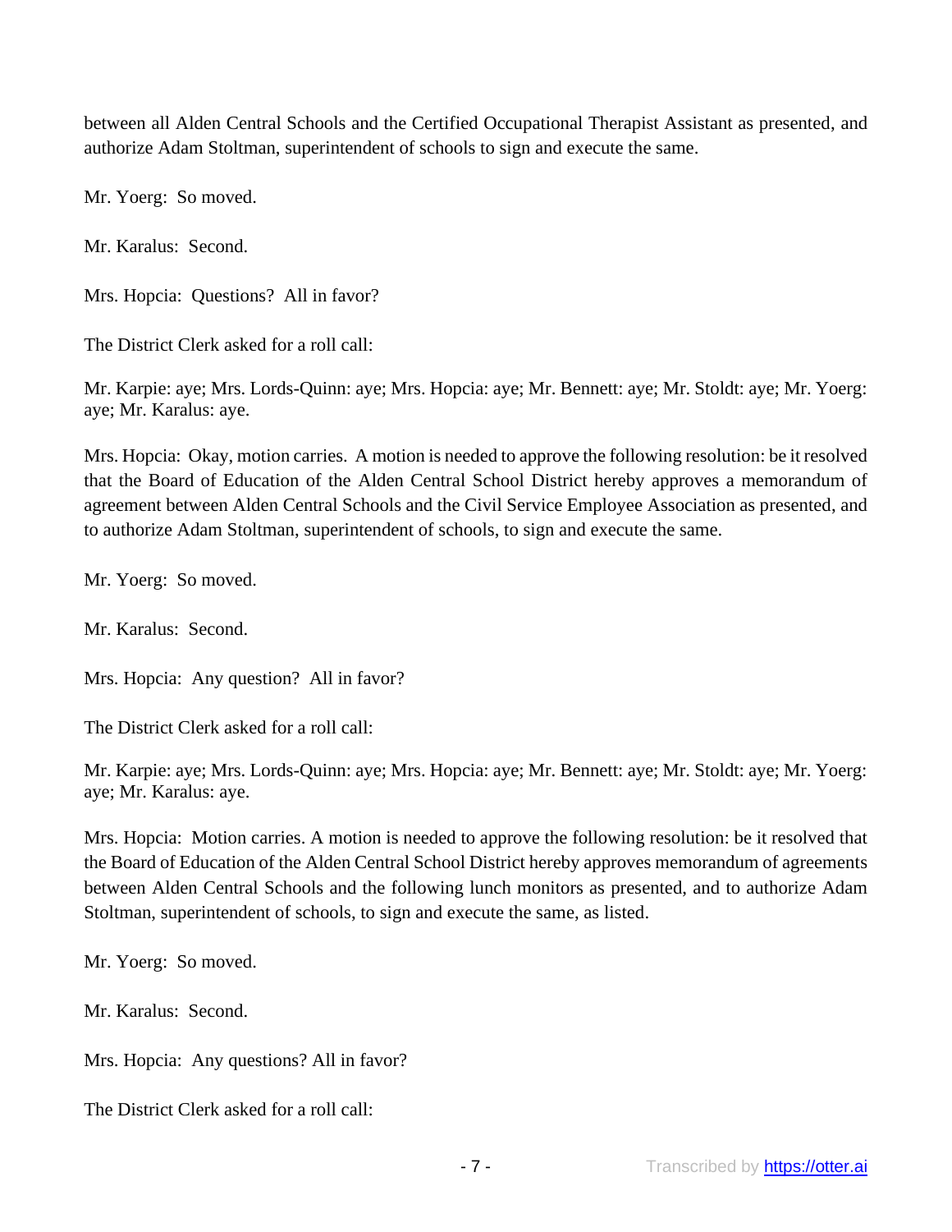between all Alden Central Schools and the Certified Occupational Therapist Assistant as presented, and authorize Adam Stoltman, superintendent of schools to sign and execute the same.

Mr. Yoerg: So moved.

Mr. Karalus: Second.

Mrs. Hopcia: Questions? All in favor?

The District Clerk asked for a roll call:

Mr. Karpie: aye; Mrs. Lords-Quinn: aye; Mrs. Hopcia: aye; Mr. Bennett: aye; Mr. Stoldt: aye; Mr. Yoerg: aye; Mr. Karalus: aye.

Mrs. Hopcia: Okay, motion carries. A motion is needed to approve the following resolution: be it resolved that the Board of Education of the Alden Central School District hereby approves a memorandum of agreement between Alden Central Schools and the Civil Service Employee Association as presented, and to authorize Adam Stoltman, superintendent of schools, to sign and execute the same.

Mr. Yoerg: So moved.

Mr. Karalus: Second.

Mrs. Hopcia: Any question? All in favor?

The District Clerk asked for a roll call:

Mr. Karpie: aye; Mrs. Lords-Quinn: aye; Mrs. Hopcia: aye; Mr. Bennett: aye; Mr. Stoldt: aye; Mr. Yoerg: aye; Mr. Karalus: aye.

Mrs. Hopcia: Motion carries. A motion is needed to approve the following resolution: be it resolved that the Board of Education of the Alden Central School District hereby approves memorandum of agreements between Alden Central Schools and the following lunch monitors as presented, and to authorize Adam Stoltman, superintendent of schools, to sign and execute the same, as listed.

Mr. Yoerg: So moved.

Mr. Karalus: Second.

Mrs. Hopcia: Any questions? All in favor?

The District Clerk asked for a roll call: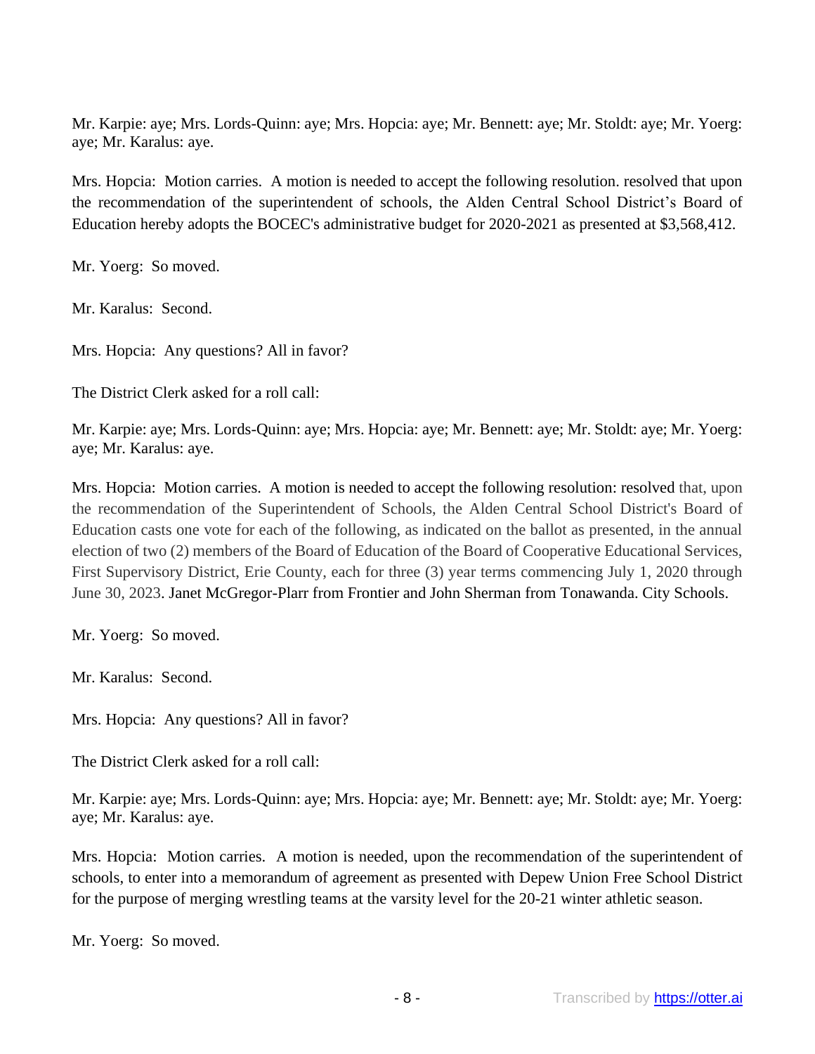Mr. Karpie: aye; Mrs. Lords-Quinn: aye; Mrs. Hopcia: aye; Mr. Bennett: aye; Mr. Stoldt: aye; Mr. Yoerg: aye; Mr. Karalus: aye.

Mrs. Hopcia: Motion carries. A motion is needed to accept the following resolution. resolved that upon the recommendation of the superintendent of schools, the Alden Central School District's Board of Education hereby adopts the BOCEC's administrative budget for 2020-2021 as presented at $3,568,412.

Mr. Yoerg: So moved.

Mr. Karalus: Second.

Mrs. Hopcia: Any questions? All in favor?

The District Clerk asked for a roll call:

Mr. Karpie: aye; Mrs. Lords-Quinn: aye; Mrs. Hopcia: aye; Mr. Bennett: aye; Mr. Stoldt: aye; Mr. Yoerg: aye; Mr. Karalus: aye.

Mrs. Hopcia: Motion carries. A motion is needed to accept the following resolution: resolved that, upon the recommendation of the Superintendent of Schools, the Alden Central School District's Board of Education casts one vote for each of the following, as indicated on the ballot as presented, in the annual election of two (2) members of the Board of Education of the Board of Cooperative Educational Services, First Supervisory District, Erie County, each for three (3) year terms commencing July 1, 2020 through June 30, 2023. Janet McGregor-Plarr from Frontier and John Sherman from Tonawanda. City Schools.

Mr. Yoerg: So moved.

Mr. Karalus: Second.

Mrs. Hopcia: Any questions? All in favor?

The District Clerk asked for a roll call:

Mr. Karpie: aye; Mrs. Lords-Quinn: aye; Mrs. Hopcia: aye; Mr. Bennett: aye; Mr. Stoldt: aye; Mr. Yoerg: aye; Mr. Karalus: aye.

Mrs. Hopcia: Motion carries. A motion is needed, upon the recommendation of the superintendent of schools, to enter into a memorandum of agreement as presented with Depew Union Free School District for the purpose of merging wrestling teams at the varsity level for the 20-21 winter athletic season.

Mr. Yoerg: So moved.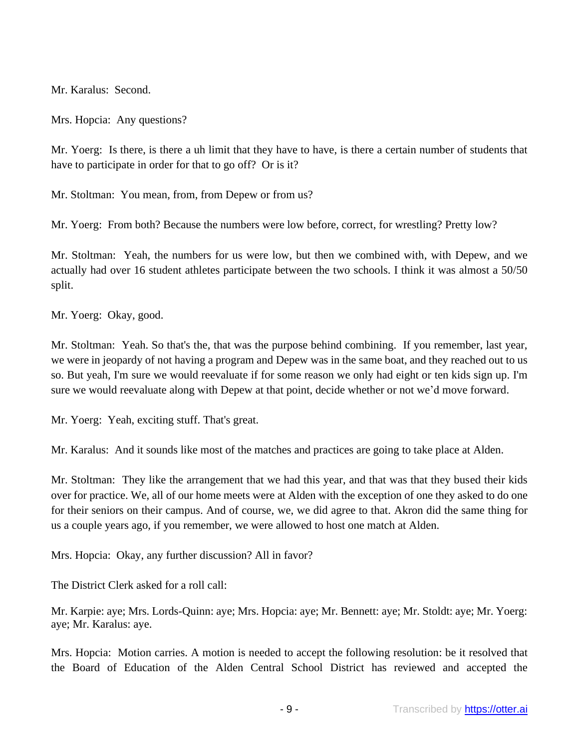Mr. Karalus: Second.

Mrs. Hopcia: Any questions?

Mr. Yoerg: Is there, is there a uh limit that they have to have, is there a certain number of students that have to participate in order for that to go off? Or is it?

Mr. Stoltman: You mean, from, from Depew or from us?

Mr. Yoerg: From both? Because the numbers were low before, correct, for wrestling? Pretty low?

Mr. Stoltman: Yeah, the numbers for us were low, but then we combined with, with Depew, and we actually had over 16 student athletes participate between the two schools. I think it was almost a 50/50 split.

Mr. Yoerg: Okay, good.

Mr. Stoltman: Yeah. So that's the, that was the purpose behind combining. If you remember, last year, we were in jeopardy of not having a program and Depew was in the same boat, and they reached out to us so. But yeah, I'm sure we would reevaluate if for some reason we only had eight or ten kids sign up. I'm sure we would reevaluate along with Depew at that point, decide whether or not we'd move forward.

Mr. Yoerg: Yeah, exciting stuff. That's great.

Mr. Karalus: And it sounds like most of the matches and practices are going to take place at Alden.

Mr. Stoltman: They like the arrangement that we had this year, and that was that they bused their kids over for practice. We, all of our home meets were at Alden with the exception of one they asked to do one for their seniors on their campus. And of course, we, we did agree to that. Akron did the same thing for us a couple years ago, if you remember, we were allowed to host one match at Alden.

Mrs. Hopcia: Okay, any further discussion? All in favor?

The District Clerk asked for a roll call:

Mr. Karpie: aye; Mrs. Lords-Quinn: aye; Mrs. Hopcia: aye; Mr. Bennett: aye; Mr. Stoldt: aye; Mr. Yoerg: aye; Mr. Karalus: aye.

Mrs. Hopcia: Motion carries. A motion is needed to accept the following resolution: be it resolved that the Board of Education of the Alden Central School District has reviewed and accepted the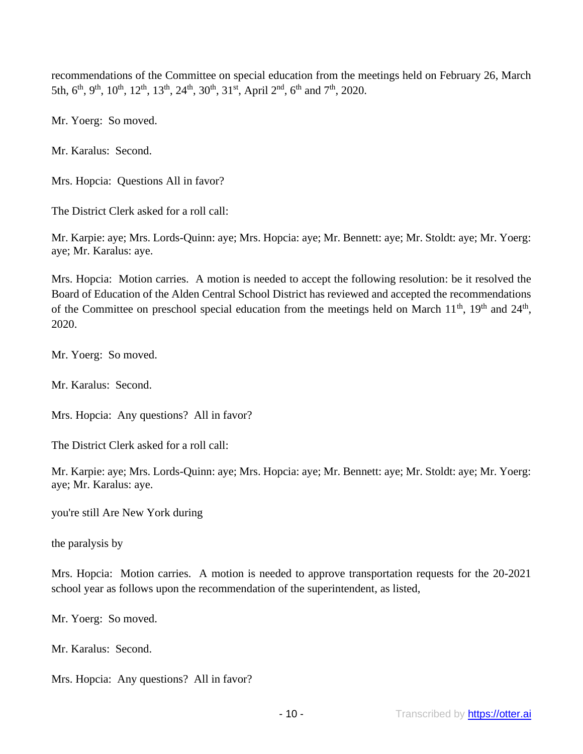recommendations of the Committee on special education from the meetings held on February 26, March 5th, 6th, 9th, 10th, 12th, 13th, 24th, 30th, 31st, April 2nd, 6th and 7th, 2020.

Mr. Yoerg: So moved.

Mr. Karalus: Second.

Mrs. Hopcia: Questions All in favor?

The District Clerk asked for a roll call:

Mr. Karpie: aye; Mrs. Lords-Quinn: aye; Mrs. Hopcia: aye; Mr. Bennett: aye; Mr. Stoldt: aye; Mr. Yoerg: aye; Mr. Karalus: aye.

Mrs. Hopcia: Motion carries. A motion is needed to accept the following resolution: be it resolved the Board of Education of the Alden Central School District has reviewed and accepted the recommendations of the Committee on preschool special education from the meetings held on March 11th, 19th and 24th, 2020.

Mr. Yoerg: So moved.

Mr. Karalus: Second.

Mrs. Hopcia: Any questions? All in favor?

The District Clerk asked for a roll call:

Mr. Karpie: aye; Mrs. Lords-Quinn: aye; Mrs. Hopcia: aye; Mr. Bennett: aye; Mr. Stoldt: aye; Mr. Yoerg: aye; Mr. Karalus: aye.

you're still Are New York during

the paralysis by

Mrs. Hopcia: Motion carries. A motion is needed to approve transportation requests for the 20-2021 school year as follows upon the recommendation of the superintendent, as listed,

Mr. Yoerg: So moved.

Mr. Karalus: Second.

Mrs. Hopcia: Any questions? All in favor?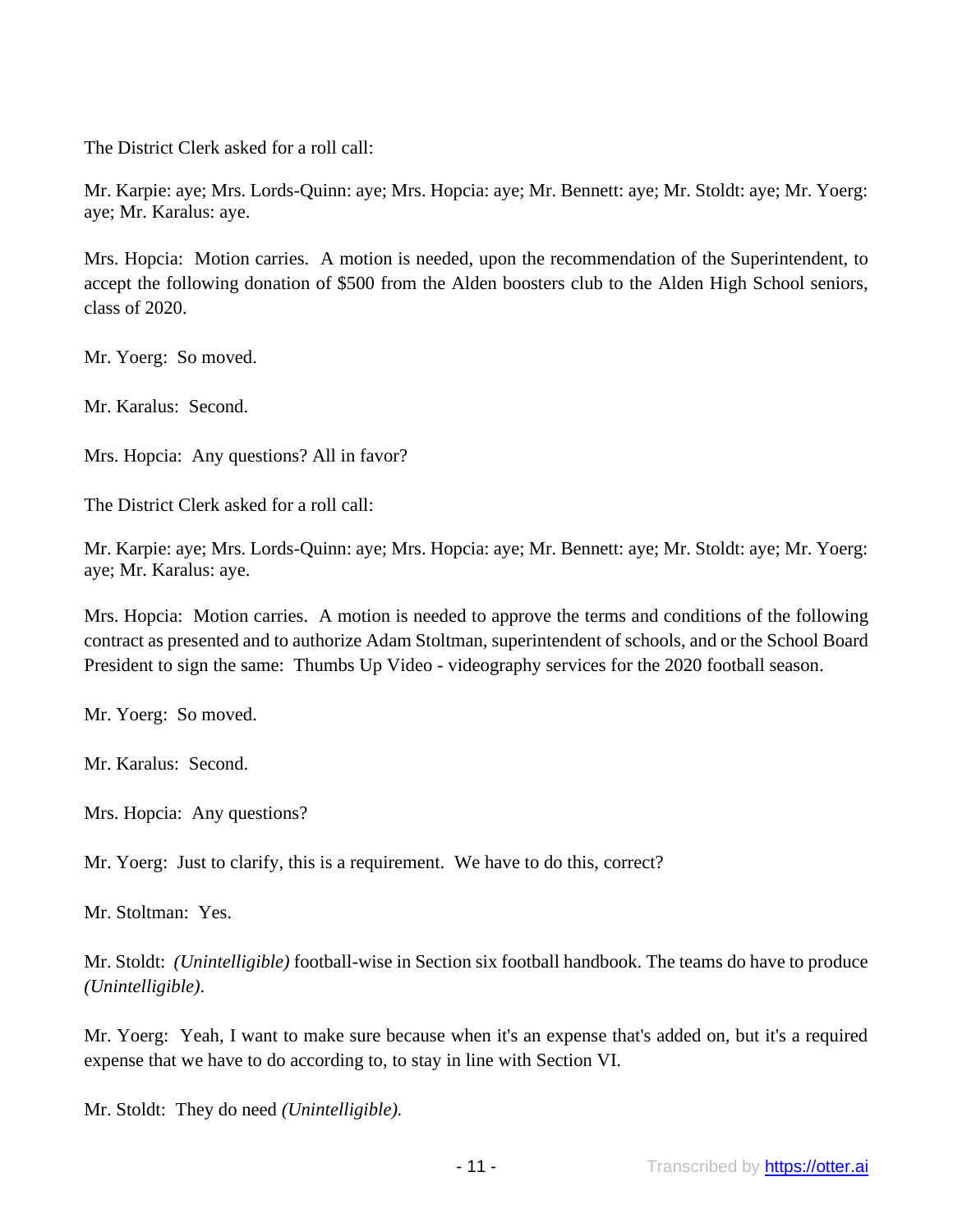The District Clerk asked for a roll call:

Mr. Karpie: aye; Mrs. Lords-Quinn: aye; Mrs. Hopcia: aye; Mr. Bennett: aye; Mr. Stoldt: aye; Mr. Yoerg: aye; Mr. Karalus: aye.

Mrs. Hopcia: Motion carries. A motion is needed, upon the recommendation of the Superintendent, to accept the following donation of $500 from the Alden boosters club to the Alden High School seniors, class of 2020.

Mr. Yoerg: So moved.

Mr. Karalus: Second.

Mrs. Hopcia: Any questions? All in favor?

The District Clerk asked for a roll call:

Mr. Karpie: aye; Mrs. Lords-Quinn: aye; Mrs. Hopcia: aye; Mr. Bennett: aye; Mr. Stoldt: aye; Mr. Yoerg: aye; Mr. Karalus: aye.

Mrs. Hopcia: Motion carries. A motion is needed to approve the terms and conditions of the following contract as presented and to authorize Adam Stoltman, superintendent of schools, and or the School Board President to sign the same: Thumbs Up Video - videography services for the 2020 football season.

Mr. Yoerg: So moved.

Mr. Karalus: Second.

Mrs. Hopcia: Any questions?

Mr. Yoerg: Just to clarify, this is a requirement. We have to do this, correct?

Mr. Stoltman: Yes.

Mr. Stoldt: *(Unintelligible)* football-wise in Section six football handbook. The teams do have to produce *(Unintelligible)*.

Mr. Yoerg: Yeah, I want to make sure because when it's an expense that's added on, but it's a required expense that we have to do according to, to stay in line with Section VI.

Mr. Stoldt: They do need *(Unintelligible).*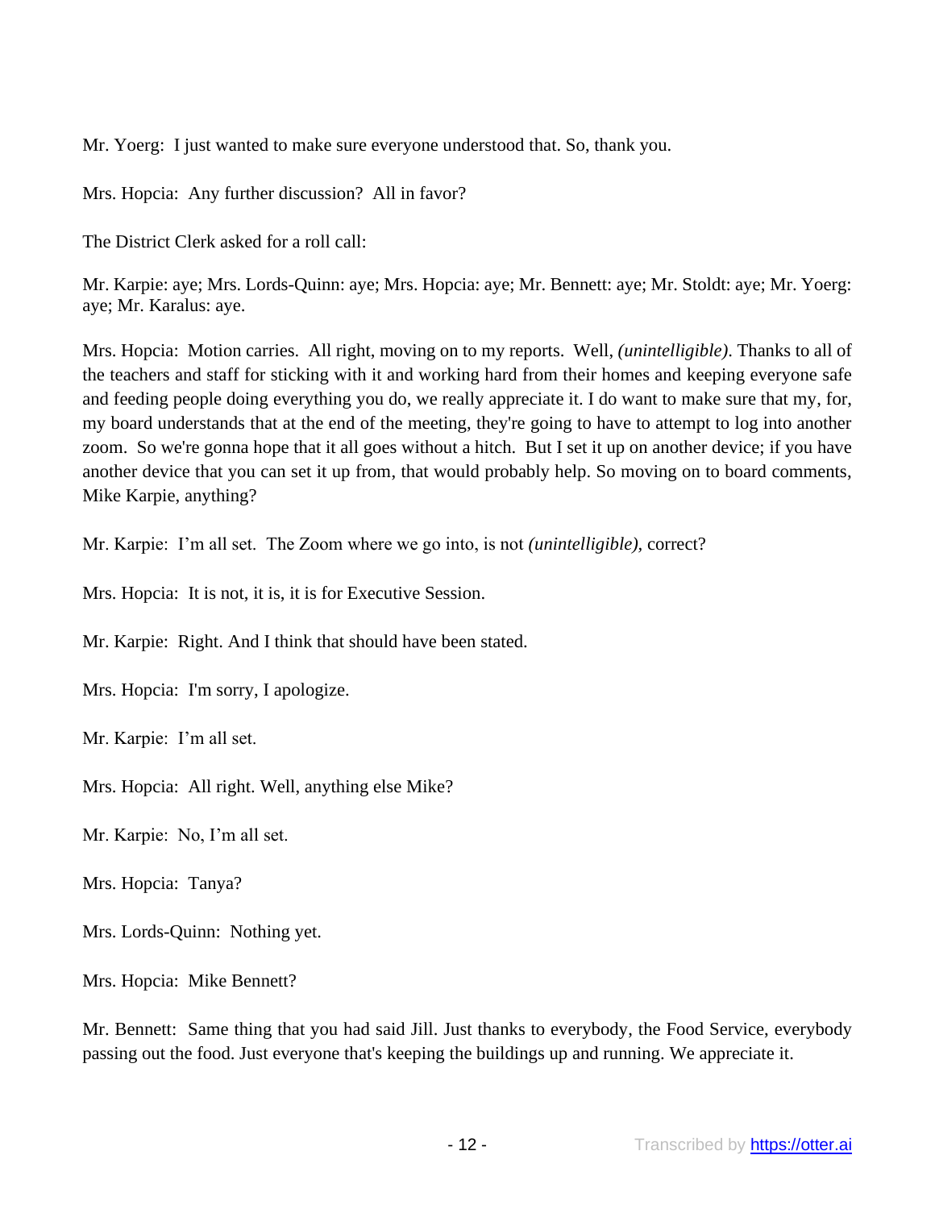Mr. Yoerg: I just wanted to make sure everyone understood that. So, thank you.

Mrs. Hopcia: Any further discussion? All in favor?

The District Clerk asked for a roll call:

Mr. Karpie: aye; Mrs. Lords-Quinn: aye; Mrs. Hopcia: aye; Mr. Bennett: aye; Mr. Stoldt: aye; Mr. Yoerg: aye; Mr. Karalus: aye.

Mrs. Hopcia: Motion carries. All right, moving on to my reports. Well, *(unintelligible)*. Thanks to all of the teachers and staff for sticking with it and working hard from their homes and keeping everyone safe and feeding people doing everything you do, we really appreciate it. I do want to make sure that my, for, my board understands that at the end of the meeting, they're going to have to attempt to log into another zoom. So we're gonna hope that it all goes without a hitch. But I set it up on another device; if you have another device that you can set it up from, that would probably help. So moving on to board comments, Mike Karpie, anything?

Mr. Karpie: I'm all set. The Zoom where we go into, is not *(unintelligible)*, correct?

Mrs. Hopcia: It is not, it is, it is for Executive Session.

Mr. Karpie: Right. And I think that should have been stated.

Mrs. Hopcia: I'm sorry, I apologize.

Mr. Karpie: I'm all set.

Mrs. Hopcia: All right. Well, anything else Mike?

Mr. Karpie: No, I'm all set.

Mrs. Hopcia: Tanya?

Mrs. Lords-Quinn: Nothing yet.

Mrs. Hopcia: Mike Bennett?

Mr. Bennett: Same thing that you had said Jill. Just thanks to everybody, the Food Service, everybody passing out the food. Just everyone that's keeping the buildings up and running. We appreciate it.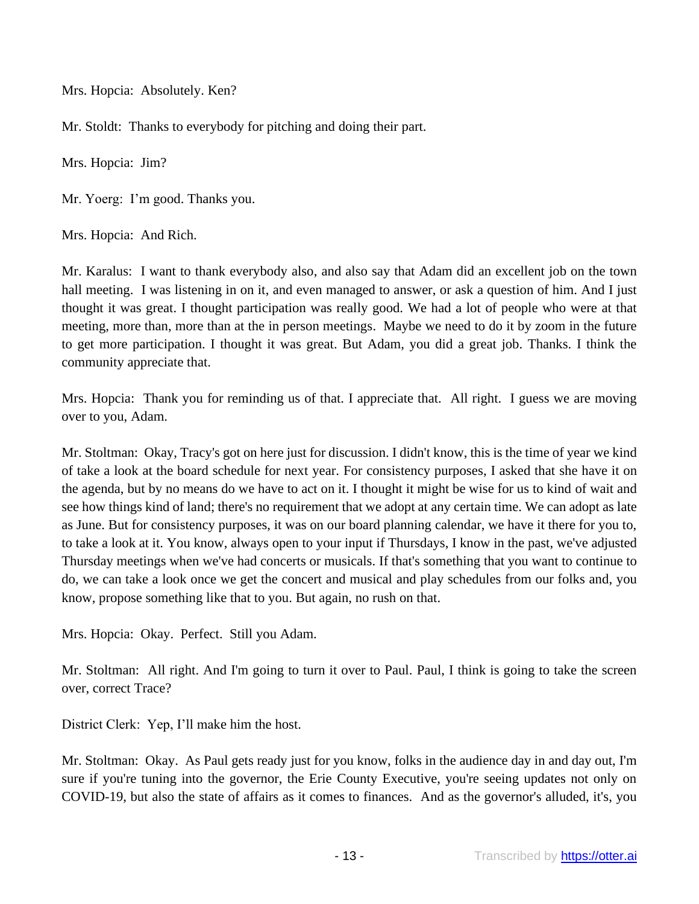Mrs. Hopcia: Absolutely. Ken?

Mr. Stoldt: Thanks to everybody for pitching and doing their part.

Mrs. Hopcia: Jim?

Mr. Yoerg: I'm good. Thanks you.

Mrs. Hopcia: And Rich.

Mr. Karalus: I want to thank everybody also, and also say that Adam did an excellent job on the town hall meeting. I was listening in on it, and even managed to answer, or ask a question of him. And I just thought it was great. I thought participation was really good. We had a lot of people who were at that meeting, more than, more than at the in person meetings. Maybe we need to do it by zoom in the future to get more participation. I thought it was great. But Adam, you did a great job. Thanks. I think the community appreciate that.

Mrs. Hopcia: Thank you for reminding us of that. I appreciate that. All right. I guess we are moving over to you, Adam.

Mr. Stoltman: Okay, Tracy's got on here just for discussion. I didn't know, this is the time of year we kind of take a look at the board schedule for next year. For consistency purposes, I asked that she have it on the agenda, but by no means do we have to act on it. I thought it might be wise for us to kind of wait and see how things kind of land; there's no requirement that we adopt at any certain time. We can adopt as late as June. But for consistency purposes, it was on our board planning calendar, we have it there for you to, to take a look at it. You know, always open to your input if Thursdays, I know in the past, we've adjusted Thursday meetings when we've had concerts or musicals. If that's something that you want to continue to do, we can take a look once we get the concert and musical and play schedules from our folks and, you know, propose something like that to you. But again, no rush on that.

Mrs. Hopcia: Okay. Perfect. Still you Adam.

Mr. Stoltman: All right. And I'm going to turn it over to Paul. Paul, I think is going to take the screen over, correct Trace?

District Clerk: Yep, I'll make him the host.

Mr. Stoltman: Okay. As Paul gets ready just for you know, folks in the audience day in and day out, I'm sure if you're tuning into the governor, the Erie County Executive, you're seeing updates not only on COVID-19, but also the state of affairs as it comes to finances. And as the governor's alluded, it's, you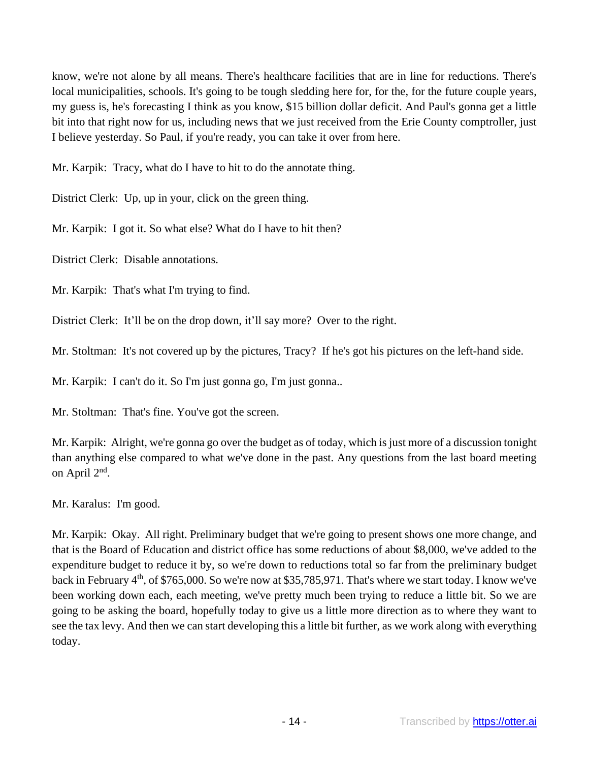know, we're not alone by all means. There's healthcare facilities that are in line for reductions. There's local municipalities, schools. It's going to be tough sledding here for, for the, for the future couple years, my guess is, he's forecasting I think as you know, $15 billion dollar deficit. And Paul's gonna get a little bit into that right now for us, including news that we just received from the Erie County comptroller, just I believe yesterday. So Paul, if you're ready, you can take it over from here.

Mr. Karpik: Tracy, what do I have to hit to do the annotate thing.

District Clerk: Up, up in your, click on the green thing.

Mr. Karpik: I got it. So what else? What do I have to hit then?

District Clerk: Disable annotations.

Mr. Karpik: That's what I'm trying to find.

District Clerk: It'll be on the drop down, it'll say more? Over to the right.

Mr. Stoltman: It's not covered up by the pictures, Tracy? If he's got his pictures on the left-hand side.

Mr. Karpik: I can't do it. So I'm just gonna go, I'm just gonna..

Mr. Stoltman: That's fine. You've got the screen.

Mr. Karpik: Alright, we're gonna go over the budget as of today, which is just more of a discussion tonight than anything else compared to what we've done in the past. Any questions from the last board meeting on April 2nd.

Mr. Karalus: I'm good.

Mr. Karpik: Okay. All right. Preliminary budget that we're going to present shows one more change, and that is the Board of Education and district office has some reductions of about $8,000, we've added to the expenditure budget to reduce it by, so we're down to reductions total so far from the preliminary budget back in February 4th, of $765,000. So we're now at $35,785,971. That's where we start today. I know we've been working down each, each meeting, we've pretty much been trying to reduce a little bit. So we are going to be asking the board, hopefully today to give us a little more direction as to where they want to see the tax levy. And then we can start developing this a little bit further, as we work along with everything today.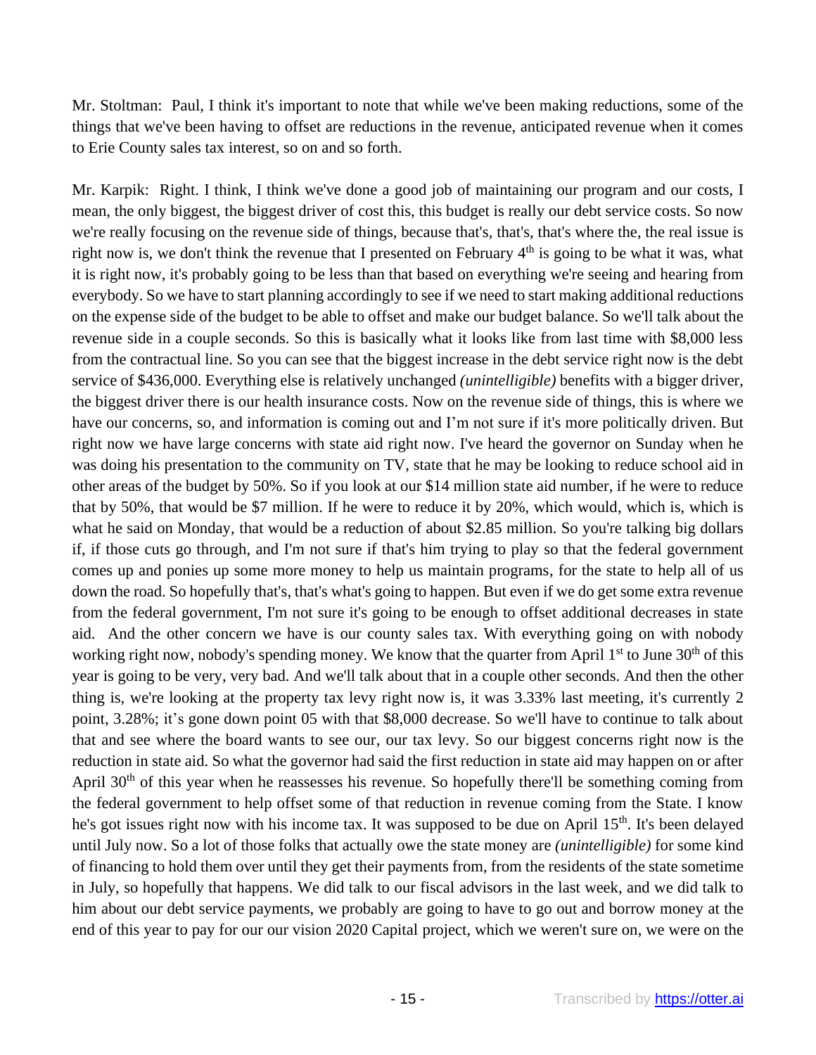Mr. Stoltman: Paul, I think it's important to note that while we've been making reductions, some of the things that we've been having to offset are reductions in the revenue, anticipated revenue when it comes to Erie County sales tax interest, so on and so forth.

Mr. Karpik: Right. I think, I think we've done a good job of maintaining our program and our costs, I mean, the only biggest, the biggest driver of cost this, this budget is really our debt service costs. So now we're really focusing on the revenue side of things, because that's, that's, that's where the, the real issue is right now is, we don't think the revenue that I presented on February 4th is going to be what it was, what it is right now, it's probably going to be less than that based on everything we're seeing and hearing from everybody. So we have to start planning accordingly to see if we need to start making additional reductions on the expense side of the budget to be able to offset and make our budget balance. So we'll talk about the revenue side in a couple seconds. So this is basically what it looks like from last time with $8,000 less from the contractual line. So you can see that the biggest increase in the debt service right now is the debt service of $436,000. Everything else is relatively unchanged *(unintelligible)* benefits with a bigger driver, the biggest driver there is our health insurance costs. Now on the revenue side of things, this is where we have our concerns, so, and information is coming out and I'm not sure if it's more politically driven. But right now we have large concerns with state aid right now. I've heard the governor on Sunday when he was doing his presentation to the community on TV, state that he may be looking to reduce school aid in other areas of the budget by 50%. So if you look at our $14 million state aid number, if he were to reduce that by 50%, that would be $7 million. If he were to reduce it by 20%, which would, which is, which is what he said on Monday, that would be a reduction of about $2.85 million. So you're talking big dollars if, if those cuts go through, and I'm not sure if that's him trying to play so that the federal government comes up and ponies up some more money to help us maintain programs, for the state to help all of us down the road. So hopefully that's, that's what's going to happen. But even if we do get some extra revenue from the federal government, I'm not sure it's going to be enough to offset additional decreases in state aid. And the other concern we have is our county sales tax. With everything going on with nobody working right now, nobody's spending money. We know that the quarter from April 1st to June 30th of this year is going to be very, very bad. And we'll talk about that in a couple other seconds. And then the other thing is, we're looking at the property tax levy right now is, it was 3.33% last meeting, it's currently 2 point, 3.28%; it's gone down point 05 with that $8,000 decrease. So we'll have to continue to talk about that and see where the board wants to see our, our tax levy. So our biggest concerns right now is the reduction in state aid. So what the governor had said the first reduction in state aid may happen on or after April 30th of this year when he reassesses his revenue. So hopefully there'll be something coming from the federal government to help offset some of that reduction in revenue coming from the State. I know he's got issues right now with his income tax. It was supposed to be due on April 15th. It's been delayed until July now. So a lot of those folks that actually owe the state money are *(unintelligible)* for some kind of financing to hold them over until they get their payments from, from the residents of the state sometime in July, so hopefully that happens. We did talk to our fiscal advisors in the last week, and we did talk to him about our debt service payments, we probably are going to have to go out and borrow money at the end of this year to pay for our our vision 2020 Capital project, which we weren't sure on, we were on the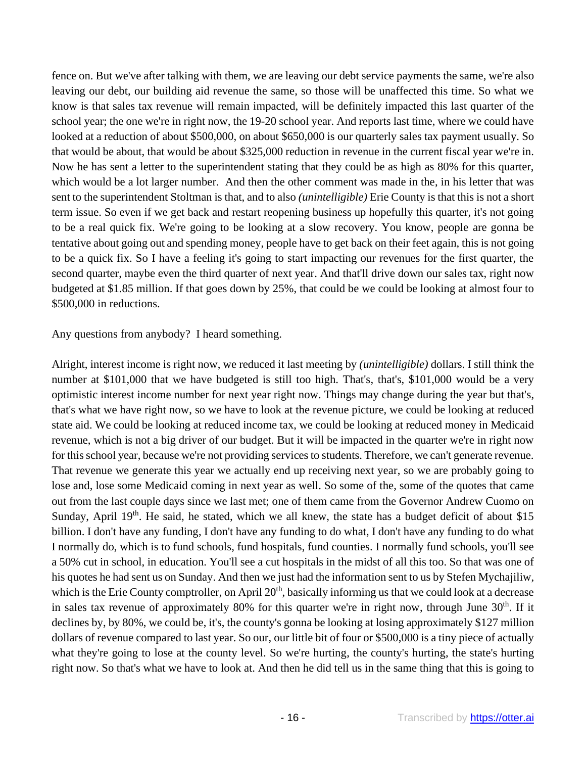fence on. But we've after talking with them, we are leaving our debt service payments the same, we're also leaving our debt, our building aid revenue the same, so those will be unaffected this time. So what we know is that sales tax revenue will remain impacted, will be definitely impacted this last quarter of the school year; the one we're in right now, the 19-20 school year. And reports last time, where we could have looked at a reduction of about $500,000, on about $650,000 is our quarterly sales tax payment usually. So that would be about, that would be about $325,000 reduction in revenue in the current fiscal year we're in. Now he has sent a letter to the superintendent stating that they could be as high as 80% for this quarter, which would be a lot larger number. And then the other comment was made in the, in his letter that was sent to the superintendent Stoltman is that, and to also *(unintelligible)* Erie County is that this is not a short term issue. So even if we get back and restart reopening business up hopefully this quarter, it's not going to be a real quick fix. We're going to be looking at a slow recovery. You know, people are gonna be tentative about going out and spending money, people have to get back on their feet again, this is not going to be a quick fix. So I have a feeling it's going to start impacting our revenues for the first quarter, the second quarter, maybe even the third quarter of next year. And that'll drive down our sales tax, right now budgeted at $1.85 million. If that goes down by 25%, that could be we could be looking at almost four to $500,000 in reductions.

Any questions from anybody? I heard something.

Alright, interest income is right now, we reduced it last meeting by *(unintelligible)* dollars. I still think the number at $101,000 that we have budgeted is still too high. That's, that's, $101,000 would be a very optimistic interest income number for next year right now. Things may change during the year but that's, that's what we have right now, so we have to look at the revenue picture, we could be looking at reduced state aid. We could be looking at reduced income tax, we could be looking at reduced money in Medicaid revenue, which is not a big driver of our budget. But it will be impacted in the quarter we're in right now for this school year, because we're not providing services to students. Therefore, we can't generate revenue. That revenue we generate this year we actually end up receiving next year, so we are probably going to lose and, lose some Medicaid coming in next year as well. So some of the, some of the quotes that came out from the last couple days since we last met; one of them came from the Governor Andrew Cuomo on Sunday, April 19th. He said, he stated, which we all knew, the state has a budget deficit of about $15 billion. I don't have any funding, I don't have any funding to do what, I don't have any funding to do what I normally do, which is to fund schools, fund hospitals, fund counties. I normally fund schools, you'll see a 50% cut in school, in education. You'll see a cut hospitals in the midst of all this too. So that was one of his quotes he had sent us on Sunday. And then we just had the information sent to us by Stefen Mychajiliw, which is the Erie County comptroller, on April 20th, basically informing us that we could look at a decrease in sales tax revenue of approximately 80% for this quarter we're in right now, through June 30th. If it declines by, by 80%, we could be, it's, the county's gonna be looking at losing approximately $127 million dollars of revenue compared to last year. So our, our little bit of four or $500,000 is a tiny piece of actually what they're going to lose at the county level. So we're hurting, the county's hurting, the state's hurting right now. So that's what we have to look at. And then he did tell us in the same thing that this is going to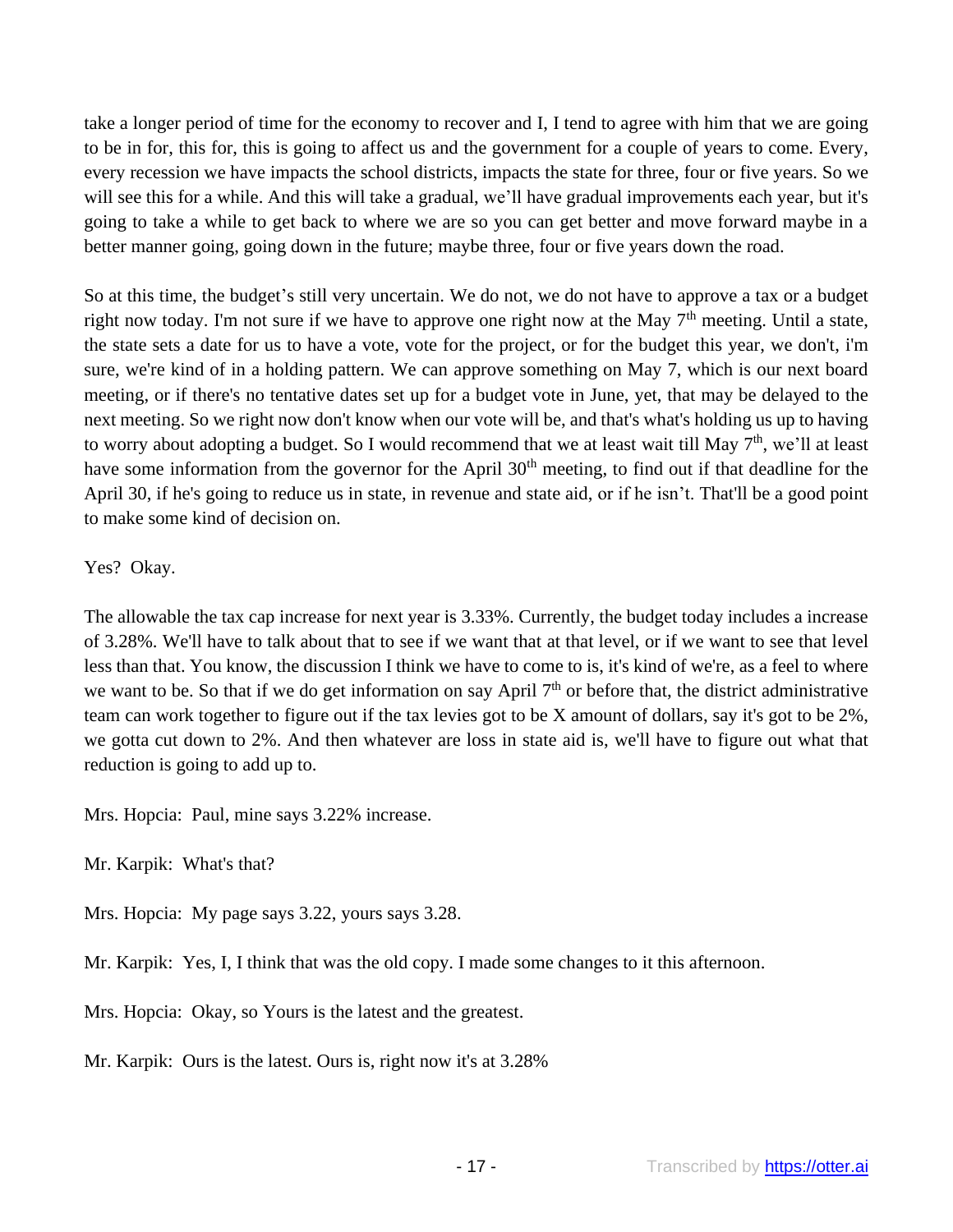take a longer period of time for the economy to recover and I, I tend to agree with him that we are going to be in for, this for, this is going to affect us and the government for a couple of years to come. Every, every recession we have impacts the school districts, impacts the state for three, four or five years. So we will see this for a while. And this will take a gradual, we'll have gradual improvements each year, but it's going to take a while to get back to where we are so you can get better and move forward maybe in a better manner going, going down in the future; maybe three, four or five years down the road.

So at this time, the budget's still very uncertain. We do not, we do not have to approve a tax or a budget right now today. I'm not sure if we have to approve one right now at the May 7th meeting. Until a state, the state sets a date for us to have a vote, vote for the project, or for the budget this year, we don't, i'm sure, we're kind of in a holding pattern. We can approve something on May 7, which is our next board meeting, or if there's no tentative dates set up for a budget vote in June, yet, that may be delayed to the next meeting. So we right now don't know when our vote will be, and that's what's holding us up to having to worry about adopting a budget. So I would recommend that we at least wait till May 7th, we'll at least have some information from the governor for the April 30th meeting, to find out if that deadline for the April 30, if he's going to reduce us in state, in revenue and state aid, or if he isn't. That'll be a good point to make some kind of decision on.

Yes? Okay.

The allowable the tax cap increase for next year is 3.33%. Currently, the budget today includes a increase of 3.28%. We'll have to talk about that to see if we want that at that level, or if we want to see that level less than that. You know, the discussion I think we have to come to is, it's kind of we're, as a feel to where we want to be. So that if we do get information on say April 7th or before that, the district administrative team can work together to figure out if the tax levies got to be X amount of dollars, say it's got to be 2%, we gotta cut down to 2%. And then whatever are loss in state aid is, we'll have to figure out what that reduction is going to add up to.

Mrs. Hopcia: Paul, mine says 3.22% increase.

Mr. Karpik: What's that?

Mrs. Hopcia: My page says 3.22, yours says 3.28.

Mr. Karpik: Yes, I, I think that was the old copy. I made some changes to it this afternoon.

Mrs. Hopcia: Okay, so Yours is the latest and the greatest.

Mr. Karpik: Ours is the latest. Ours is, right now it's at 3.28%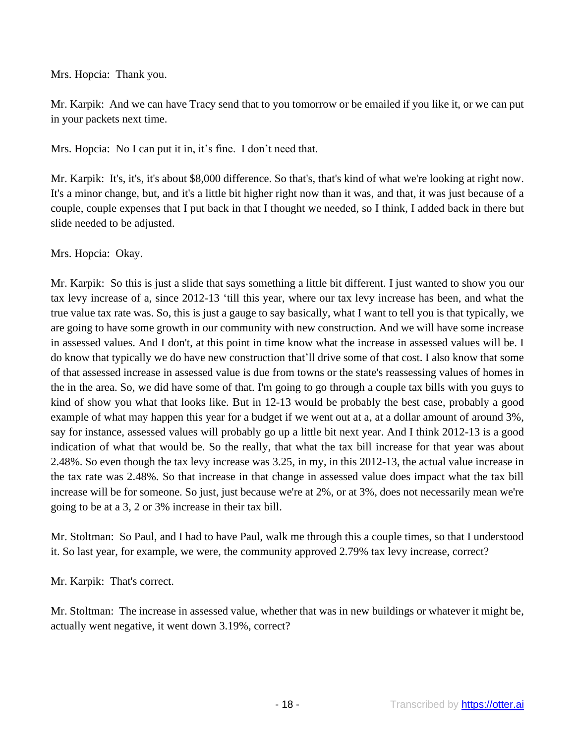Mrs. Hopcia: Thank you.

Mr. Karpik: And we can have Tracy send that to you tomorrow or be emailed if you like it, or we can put in your packets next time.

Mrs. Hopcia: No I can put it in, it's fine. I don't need that.

Mr. Karpik: It's, it's, it's about $8,000 difference. So that's, that's kind of what we're looking at right now. It's a minor change, but, and it's a little bit higher right now than it was, and that, it was just because of a couple, couple expenses that I put back in that I thought we needed, so I think, I added back in there but slide needed to be adjusted.

Mrs. Hopcia: Okay.

Mr. Karpik: So this is just a slide that says something a little bit different. I just wanted to show you our tax levy increase of a, since 2012-13 'till this year, where our tax levy increase has been, and what the true value tax rate was. So, this is just a gauge to say basically, what I want to tell you is that typically, we are going to have some growth in our community with new construction. And we will have some increase in assessed values. And I don't, at this point in time know what the increase in assessed values will be. I do know that typically we do have new construction that'll drive some of that cost. I also know that some of that assessed increase in assessed value is due from towns or the state's reassessing values of homes in the in the area. So, we did have some of that. I'm going to go through a couple tax bills with you guys to kind of show you what that looks like. But in 12-13 would be probably the best case, probably a good example of what may happen this year for a budget if we went out at a, at a dollar amount of around 3%, say for instance, assessed values will probably go up a little bit next year. And I think 2012-13 is a good indication of what that would be. So the really, that what the tax bill increase for that year was about 2.48%. So even though the tax levy increase was 3.25, in my, in this 2012-13, the actual value increase in the tax rate was 2.48%. So that increase in that change in assessed value does impact what the tax bill increase will be for someone. So just, just because we're at 2%, or at 3%, does not necessarily mean we're going to be at a 3, 2 or 3% increase in their tax bill.

Mr. Stoltman: So Paul, and I had to have Paul, walk me through this a couple times, so that I understood it. So last year, for example, we were, the community approved 2.79% tax levy increase, correct?

Mr. Karpik: That's correct.

Mr. Stoltman: The increase in assessed value, whether that was in new buildings or whatever it might be, actually went negative, it went down 3.19%, correct?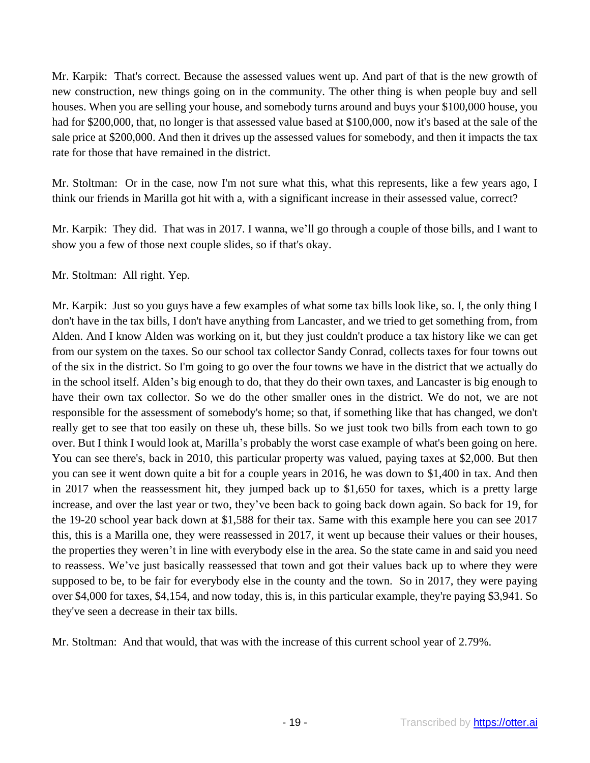Mr. Karpik: That's correct. Because the assessed values went up. And part of that is the new growth of new construction, new things going on in the community. The other thing is when people buy and sell houses. When you are selling your house, and somebody turns around and buys your $100,000 house, you had for $200,000, that, no longer is that assessed value based at $100,000, now it's based at the sale of the sale price at $200,000. And then it drives up the assessed values for somebody, and then it impacts the tax rate for those that have remained in the district.

Mr. Stoltman: Or in the case, now I'm not sure what this, what this represents, like a few years ago, I think our friends in Marilla got hit with a, with a significant increase in their assessed value, correct?

Mr. Karpik: They did. That was in 2017. I wanna, we'll go through a couple of those bills, and I want to show you a few of those next couple slides, so if that's okay.

Mr. Stoltman: All right. Yep.

Mr. Karpik: Just so you guys have a few examples of what some tax bills look like, so. I, the only thing I don't have in the tax bills, I don't have anything from Lancaster, and we tried to get something from, from Alden. And I know Alden was working on it, but they just couldn't produce a tax history like we can get from our system on the taxes. So our school tax collector Sandy Conrad, collects taxes for four towns out of the six in the district. So I'm going to go over the four towns we have in the district that we actually do in the school itself. Alden's big enough to do, that they do their own taxes, and Lancaster is big enough to have their own tax collector. So we do the other smaller ones in the district. We do not, we are not responsible for the assessment of somebody's home; so that, if something like that has changed, we don't really get to see that too easily on these uh, these bills. So we just took two bills from each town to go over. But I think I would look at, Marilla's probably the worst case example of what's been going on here. You can see there's, back in 2010, this particular property was valued, paying taxes at $2,000. But then you can see it went down quite a bit for a couple years in 2016, he was down to $1,400 in tax. And then in 2017 when the reassessment hit, they jumped back up to $1,650 for taxes, which is a pretty large increase, and over the last year or two, they've been back to going back down again. So back for 19, for the 19-20 school year back down at $1,588 for their tax. Same with this example here you can see 2017 this, this is a Marilla one, they were reassessed in 2017, it went up because their values or their houses, the properties they weren't in line with everybody else in the area. So the state came in and said you need to reassess. We've just basically reassessed that town and got their values back up to where they were supposed to be, to be fair for everybody else in the county and the town. So in 2017, they were paying over $4,000 for taxes, $4,154, and now today, this is, in this particular example, they're paying $3,941. So they've seen a decrease in their tax bills.

Mr. Stoltman: And that would, that was with the increase of this current school year of 2.79%.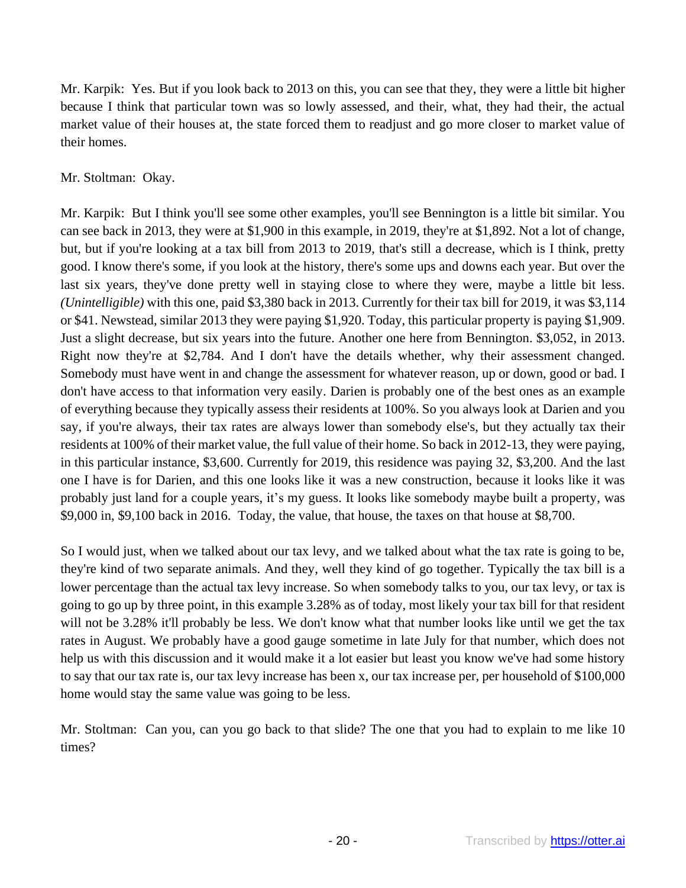Mr. Karpik: Yes. But if you look back to 2013 on this, you can see that they, they were a little bit higher because I think that particular town was so lowly assessed, and their, what, they had their, the actual market value of their houses at, the state forced them to readjust and go more closer to market value of their homes.

Mr. Stoltman: Okay.

Mr. Karpik: But I think you'll see some other examples, you'll see Bennington is a little bit similar. You can see back in 2013, they were at $1,900 in this example, in 2019, they're at $1,892. Not a lot of change, but, but if you're looking at a tax bill from 2013 to 2019, that's still a decrease, which is I think, pretty good. I know there's some, if you look at the history, there's some ups and downs each year. But over the last six years, they've done pretty well in staying close to where they were, maybe a little bit less. *(Unintelligible)* with this one, paid $3,380 back in 2013. Currently for their tax bill for 2019, it was $3,114 or $41. Newstead, similar 2013 they were paying $1,920. Today, this particular property is paying $1,909. Just a slight decrease, but six years into the future. Another one here from Bennington. $3,052, in 2013. Right now they're at $2,784. And I don't have the details whether, why their assessment changed. Somebody must have went in and change the assessment for whatever reason, up or down, good or bad. I don't have access to that information very easily. Darien is probably one of the best ones as an example of everything because they typically assess their residents at 100%. So you always look at Darien and you say, if you're always, their tax rates are always lower than somebody else's, but they actually tax their residents at 100% of their market value, the full value of their home. So back in 2012-13, they were paying, in this particular instance, $3,600. Currently for 2019, this residence was paying 32, $3,200. And the last one I have is for Darien, and this one looks like it was a new construction, because it looks like it was probably just land for a couple years, it's my guess. It looks like somebody maybe built a property, was $9,000 in, $9,100 back in 2016. Today, the value, that house, the taxes on that house at $8,700.

So I would just, when we talked about our tax levy, and we talked about what the tax rate is going to be, they're kind of two separate animals. And they, well they kind of go together. Typically the tax bill is a lower percentage than the actual tax levy increase. So when somebody talks to you, our tax levy, or tax is going to go up by three point, in this example 3.28% as of today, most likely your tax bill for that resident will not be 3.28% it'll probably be less. We don't know what that number looks like until we get the tax rates in August. We probably have a good gauge sometime in late July for that number, which does not help us with this discussion and it would make it a lot easier but least you know we've had some history to say that our tax rate is, our tax levy increase has been x, our tax increase per, per household of $100,000 home would stay the same value was going to be less.

Mr. Stoltman: Can you, can you go back to that slide? The one that you had to explain to me like 10 times?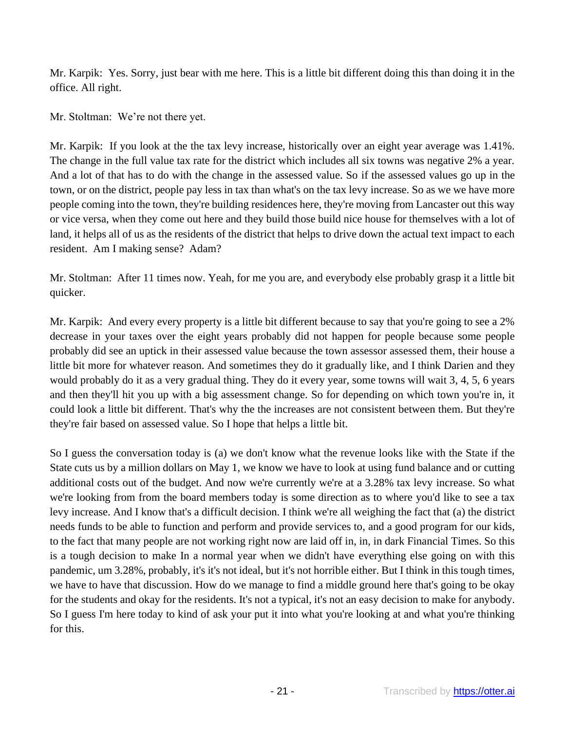Mr. Karpik: Yes. Sorry, just bear with me here. This is a little bit different doing this than doing it in the office. All right.

Mr. Stoltman: We're not there yet.

Mr. Karpik: If you look at the the tax levy increase, historically over an eight year average was 1.41%. The change in the full value tax rate for the district which includes all six towns was negative 2% a year. And a lot of that has to do with the change in the assessed value. So if the assessed values go up in the town, or on the district, people pay less in tax than what's on the tax levy increase. So as we we have more people coming into the town, they're building residences here, they're moving from Lancaster out this way or vice versa, when they come out here and they build those build nice house for themselves with a lot of land, it helps all of us as the residents of the district that helps to drive down the actual text impact to each resident. Am I making sense? Adam?

Mr. Stoltman: After 11 times now. Yeah, for me you are, and everybody else probably grasp it a little bit quicker.

Mr. Karpik: And every every property is a little bit different because to say that you're going to see a 2% decrease in your taxes over the eight years probably did not happen for people because some people probably did see an uptick in their assessed value because the town assessor assessed them, their house a little bit more for whatever reason. And sometimes they do it gradually like, and I think Darien and they would probably do it as a very gradual thing. They do it every year, some towns will wait 3, 4, 5, 6 years and then they'll hit you up with a big assessment change. So for depending on which town you're in, it could look a little bit different. That's why the the increases are not consistent between them. But they're they're fair based on assessed value. So I hope that helps a little bit.

So I guess the conversation today is (a) we don't know what the revenue looks like with the State if the State cuts us by a million dollars on May 1, we know we have to look at using fund balance and or cutting additional costs out of the budget. And now we're currently we're at a 3.28% tax levy increase. So what we're looking from from the board members today is some direction as to where you'd like to see a tax levy increase. And I know that's a difficult decision. I think we're all weighing the fact that (a) the district needs funds to be able to function and perform and provide services to, and a good program for our kids, to the fact that many people are not working right now are laid off in, in, in dark Financial Times. So this is a tough decision to make In a normal year when we didn't have everything else going on with this pandemic, um 3.28%, probably, it's it's not ideal, but it's not horrible either. But I think in this tough times, we have to have that discussion. How do we manage to find a middle ground here that's going to be okay for the students and okay for the residents. It's not a typical, it's not an easy decision to make for anybody. So I guess I'm here today to kind of ask your put it into what you're looking at and what you're thinking for this.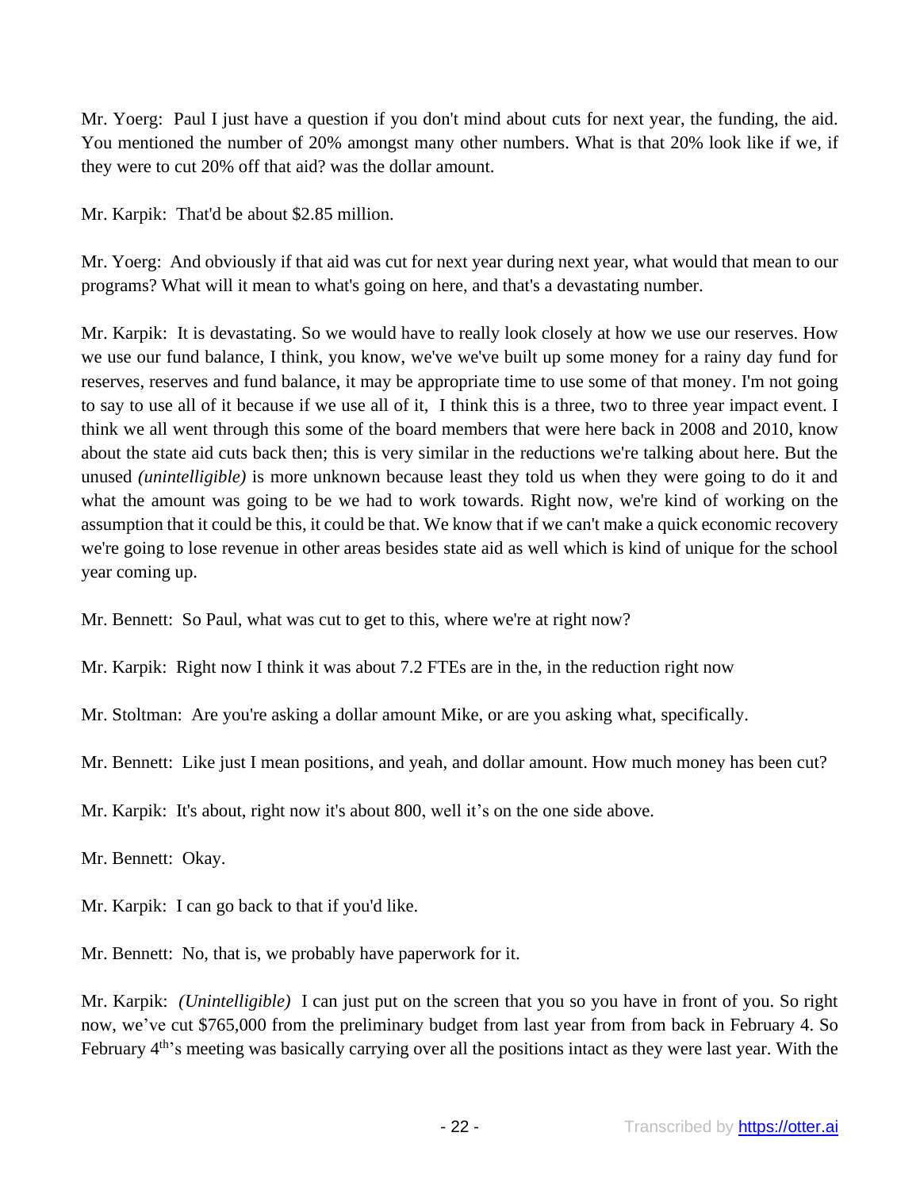Mr. Yoerg: Paul I just have a question if you don't mind about cuts for next year, the funding, the aid. You mentioned the number of 20% amongst many other numbers. What is that 20% look like if we, if they were to cut 20% off that aid? was the dollar amount.

Mr. Karpik: That'd be about $2.85 million.

Mr. Yoerg: And obviously if that aid was cut for next year during next year, what would that mean to our programs? What will it mean to what's going on here, and that's a devastating number.

Mr. Karpik: It is devastating. So we would have to really look closely at how we use our reserves. How we use our fund balance, I think, you know, we've we've built up some money for a rainy day fund for reserves, reserves and fund balance, it may be appropriate time to use some of that money. I'm not going to say to use all of it because if we use all of it, I think this is a three, two to three year impact event. I think we all went through this some of the board members that were here back in 2008 and 2010, know about the state aid cuts back then; this is very similar in the reductions we're talking about here. But the unused *(unintelligible)* is more unknown because least they told us when they were going to do it and what the amount was going to be we had to work towards. Right now, we're kind of working on the assumption that it could be this, it could be that. We know that if we can't make a quick economic recovery we're going to lose revenue in other areas besides state aid as well which is kind of unique for the school year coming up.

Mr. Bennett: So Paul, what was cut to get to this, where we're at right now?

Mr. Karpik: Right now I think it was about 7.2 FTEs are in the, in the reduction right now

Mr. Stoltman: Are you're asking a dollar amount Mike, or are you asking what, specifically.

Mr. Bennett: Like just I mean positions, and yeah, and dollar amount. How much money has been cut?

Mr. Karpik: It's about, right now it's about 800, well it's on the one side above.

Mr. Bennett: Okay.

Mr. Karpik: I can go back to that if you'd like.

Mr. Bennett: No, that is, we probably have paperwork for it.

Mr. Karpik: *(Unintelligible)* I can just put on the screen that you so you have in front of you. So right now, we've cut $765,000 from the preliminary budget from last year from from back in February 4. So February 4th's meeting was basically carrying over all the positions intact as they were last year. With the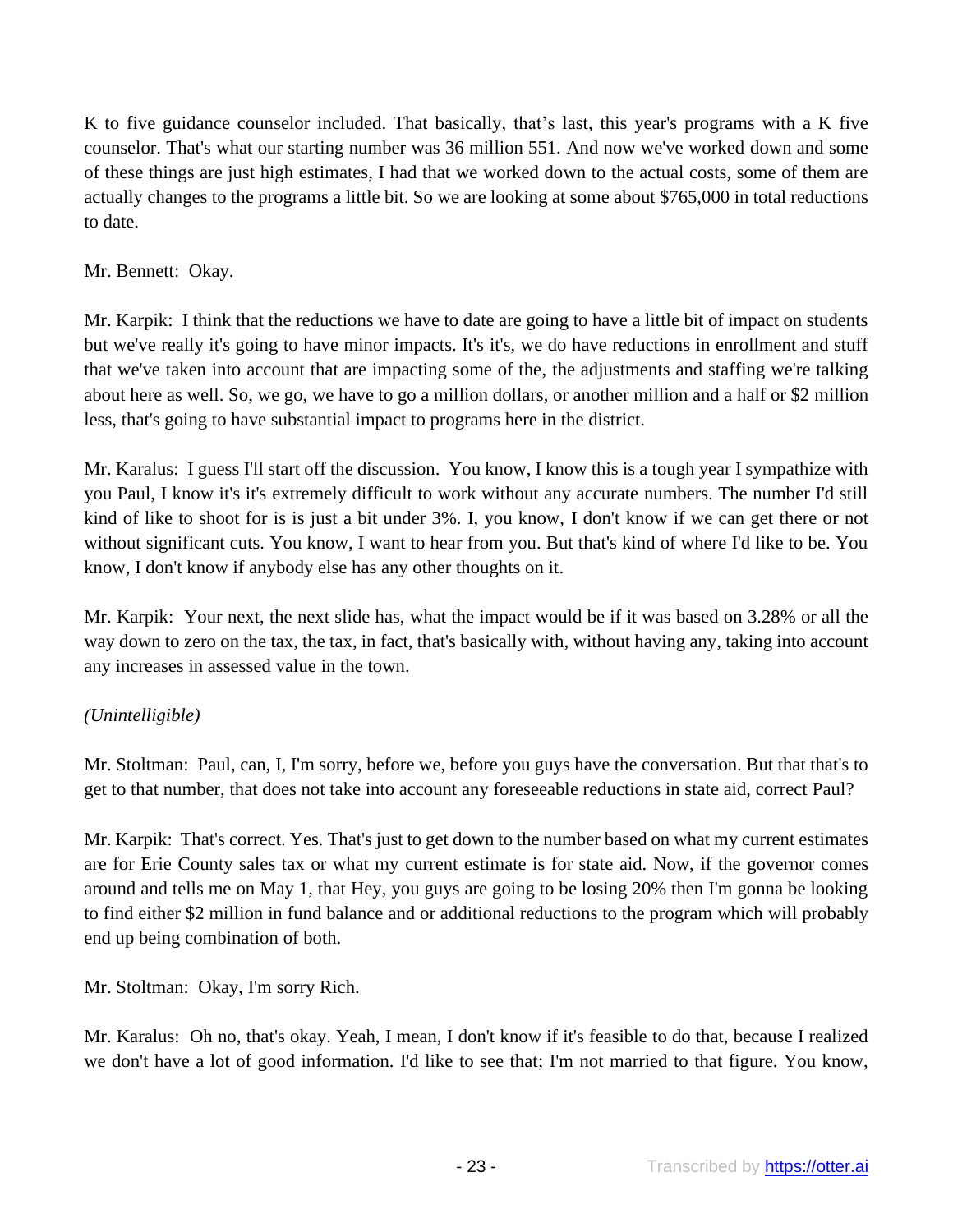K to five guidance counselor included. That basically, that’s last, this year's programs with a K five counselor. That's what our starting number was 36 million 551. And now we've worked down and some of these things are just high estimates, I had that we worked down to the actual costs, some of them are actually changes to the programs a little bit. So we are looking at some about $765,000 in total reductions to date.

Mr. Bennett: Okay.

Mr. Karpik: I think that the reductions we have to date are going to have a little bit of impact on students but we've really it's going to have minor impacts. It's it's, we do have reductions in enrollment and stuff that we've taken into account that are impacting some of the, the adjustments and staffing we're talking about here as well. So, we go, we have to go a million dollars, or another million and a half or $2 million less, that's going to have substantial impact to programs here in the district.

Mr. Karalus: I guess I'll start off the discussion. You know, I know this is a tough year I sympathize with you Paul, I know it's it's extremely difficult to work without any accurate numbers. The number I'd still kind of like to shoot for is is just a bit under 3%. I, you know, I don't know if we can get there or not without significant cuts. You know, I want to hear from you. But that's kind of where I'd like to be. You know, I don't know if anybody else has any other thoughts on it.

Mr. Karpik: Your next, the next slide has, what the impact would be if it was based on 3.28% or all the way down to zero on the tax, the tax, in fact, that's basically with, without having any, taking into account any increases in assessed value in the town.

*(Unintelligible)*

Mr. Stoltman: Paul, can, I, I'm sorry, before we, before you guys have the conversation. But that that's to get to that number, that does not take into account any foreseeable reductions in state aid, correct Paul?

Mr. Karpik: That's correct. Yes. That's just to get down to the number based on what my current estimates are for Erie County sales tax or what my current estimate is for state aid. Now, if the governor comes around and tells me on May 1, that Hey, you guys are going to be losing 20% then I'm gonna be looking to find either $2 million in fund balance and or additional reductions to the program which will probably end up being combination of both.

Mr. Stoltman: Okay, I'm sorry Rich.

Mr. Karalus: Oh no, that's okay. Yeah, I mean, I don't know if it's feasible to do that, because I realized we don't have a lot of good information. I'd like to see that; I'm not married to that figure. You know,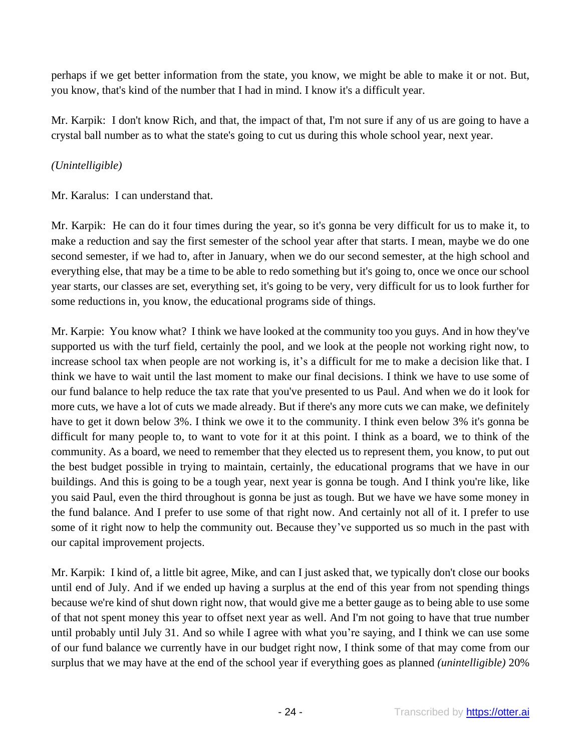perhaps if we get better information from the state, you know, we might be able to make it or not. But, you know, that's kind of the number that I had in mind. I know it's a difficult year.

Mr. Karpik: I don't know Rich, and that, the impact of that, I'm not sure if any of us are going to have a crystal ball number as to what the state's going to cut us during this whole school year, next year.

*(Unintelligible)*

Mr. Karalus: I can understand that.

Mr. Karpik: He can do it four times during the year, so it's gonna be very difficult for us to make it, to make a reduction and say the first semester of the school year after that starts. I mean, maybe we do one second semester, if we had to, after in January, when we do our second semester, at the high school and everything else, that may be a time to be able to redo something but it's going to, once we once our school year starts, our classes are set, everything set, it's going to be very, very difficult for us to look further for some reductions in, you know, the educational programs side of things.

Mr. Karpie: You know what? I think we have looked at the community too you guys. And in how they've supported us with the turf field, certainly the pool, and we look at the people not working right now, to increase school tax when people are not working is, it's a difficult for me to make a decision like that. I think we have to wait until the last moment to make our final decisions. I think we have to use some of our fund balance to help reduce the tax rate that you've presented to us Paul. And when we do it look for more cuts, we have a lot of cuts we made already. But if there's any more cuts we can make, we definitely have to get it down below 3%. I think we owe it to the community. I think even below 3% it's gonna be difficult for many people to, to want to vote for it at this point. I think as a board, we to think of the community. As a board, we need to remember that they elected us to represent them, you know, to put out the best budget possible in trying to maintain, certainly, the educational programs that we have in our buildings. And this is going to be a tough year, next year is gonna be tough. And I think you're like, like you said Paul, even the third throughout is gonna be just as tough. But we have we have some money in the fund balance. And I prefer to use some of that right now. And certainly not all of it. I prefer to use some of it right now to help the community out. Because they've supported us so much in the past with our capital improvement projects.

Mr. Karpik: I kind of, a little bit agree, Mike, and can I just asked that, we typically don't close our books until end of July. And if we ended up having a surplus at the end of this year from not spending things because we're kind of shut down right now, that would give me a better gauge as to being able to use some of that not spent money this year to offset next year as well. And I'm not going to have that true number until probably until July 31. And so while I agree with what you're saying, and I think we can use some of our fund balance we currently have in our budget right now, I think some of that may come from our surplus that we may have at the end of the school year if everything goes as planned *(unintelligible)* 20%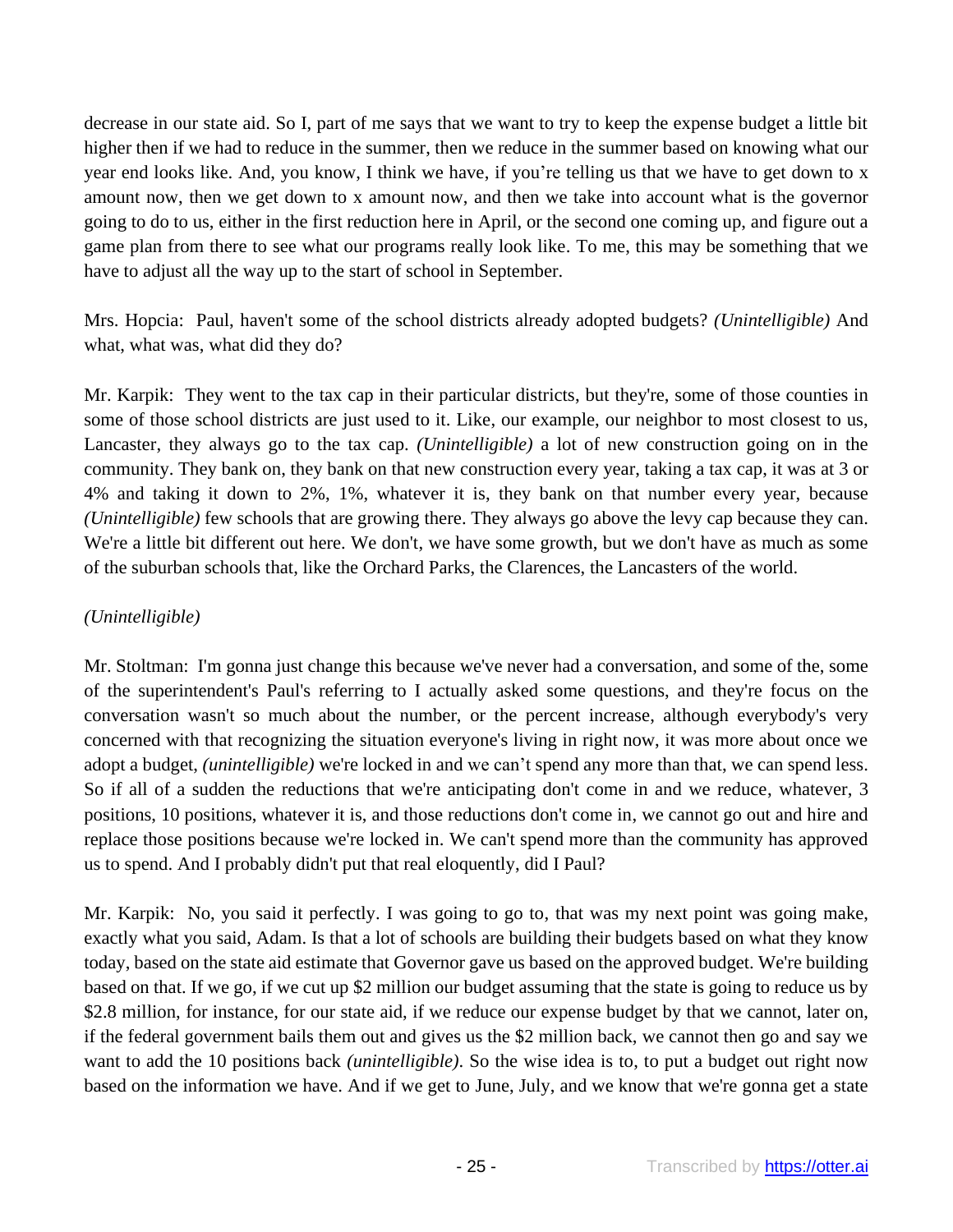decrease in our state aid. So I, part of me says that we want to try to keep the expense budget a little bit higher then if we had to reduce in the summer, then we reduce in the summer based on knowing what our year end looks like. And, you know, I think we have, if you're telling us that we have to get down to x amount now, then we get down to x amount now, and then we take into account what is the governor going to do to us, either in the first reduction here in April, or the second one coming up, and figure out a game plan from there to see what our programs really look like. To me, this may be something that we have to adjust all the way up to the start of school in September.

Mrs. Hopcia: Paul, haven't some of the school districts already adopted budgets? *(Unintelligible)* And what, what was, what did they do?

Mr. Karpik: They went to the tax cap in their particular districts, but they're, some of those counties in some of those school districts are just used to it. Like, our example, our neighbor to most closest to us, Lancaster, they always go to the tax cap. *(Unintelligible)* a lot of new construction going on in the community. They bank on, they bank on that new construction every year, taking a tax cap, it was at 3 or 4% and taking it down to 2%, 1%, whatever it is, they bank on that number every year, because *(Unintelligible)* few schools that are growing there. They always go above the levy cap because they can. We're a little bit different out here. We don't, we have some growth, but we don't have as much as some of the suburban schools that, like the Orchard Parks, the Clarences, the Lancasters of the world.

*(Unintelligible)*

Mr. Stoltman: I'm gonna just change this because we've never had a conversation, and some of the, some of the superintendent's Paul's referring to I actually asked some questions, and they're focus on the conversation wasn't so much about the number, or the percent increase, although everybody's very concerned with that recognizing the situation everyone's living in right now, it was more about once we adopt a budget, *(unintelligible)* we're locked in and we can't spend any more than that, we can spend less. So if all of a sudden the reductions that we're anticipating don't come in and we reduce, whatever, 3 positions, 10 positions, whatever it is, and those reductions don't come in, we cannot go out and hire and replace those positions because we're locked in. We can't spend more than the community has approved us to spend. And I probably didn't put that real eloquently, did I Paul?

Mr. Karpik: No, you said it perfectly. I was going to go to, that was my next point was going make, exactly what you said, Adam. Is that a lot of schools are building their budgets based on what they know today, based on the state aid estimate that Governor gave us based on the approved budget. We're building based on that. If we go, if we cut up $2 million our budget assuming that the state is going to reduce us by $2.8 million, for instance, for our state aid, if we reduce our expense budget by that we cannot, later on, if the federal government bails them out and gives us the $2 million back, we cannot then go and say we want to add the 10 positions back *(unintelligible)*. So the wise idea is to, to put a budget out right now based on the information we have. And if we get to June, July, and we know that we're gonna get a state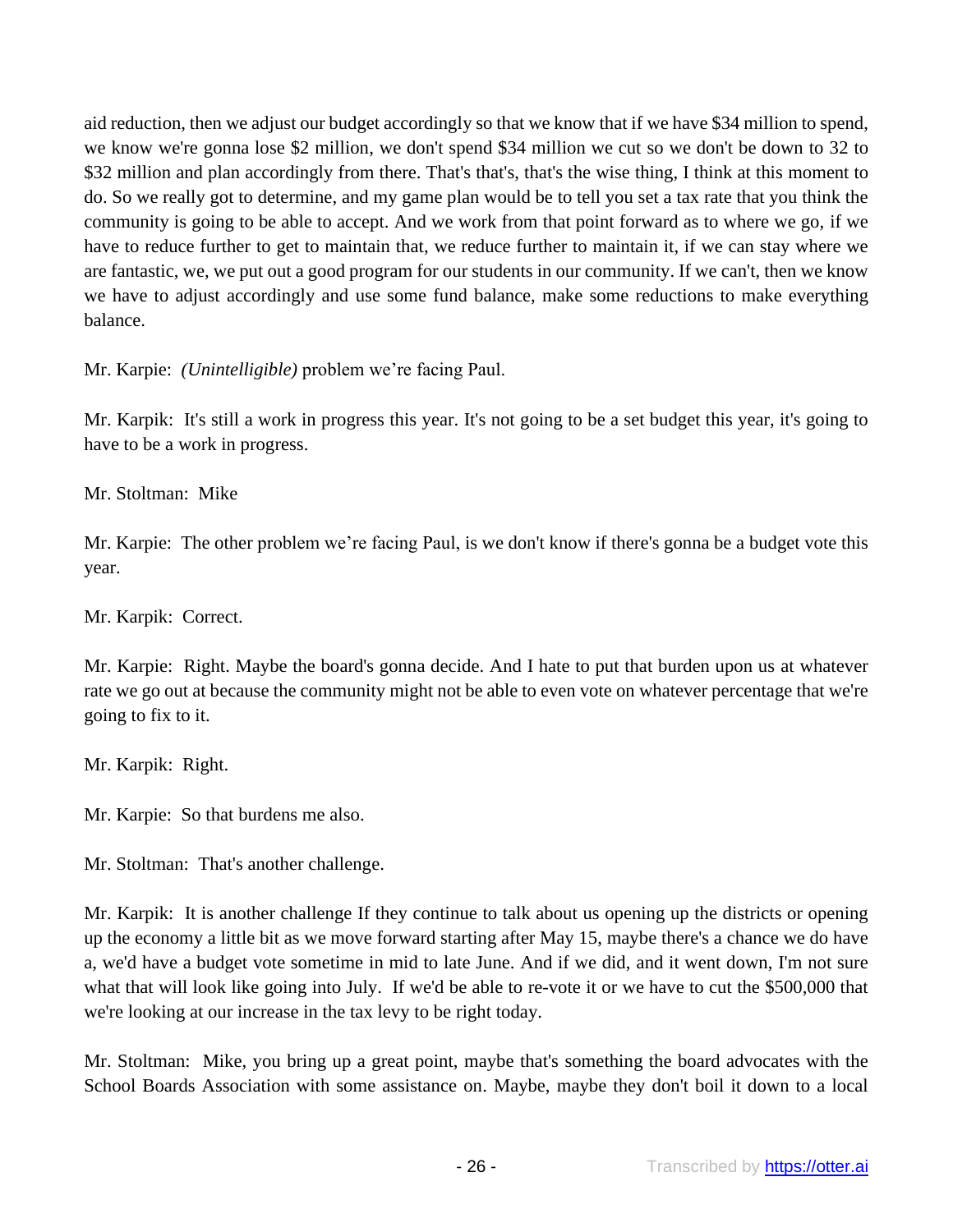aid reduction, then we adjust our budget accordingly so that we know that if we have $34 million to spend, we know we're gonna lose $2 million, we don't spend $34 million we cut so we don't be down to 32 to $32 million and plan accordingly from there. That's that's, that's the wise thing, I think at this moment to do. So we really got to determine, and my game plan would be to tell you set a tax rate that you think the community is going to be able to accept. And we work from that point forward as to where we go, if we have to reduce further to get to maintain that, we reduce further to maintain it, if we can stay where we are fantastic, we, we put out a good program for our students in our community. If we can't, then we know we have to adjust accordingly and use some fund balance, make some reductions to make everything balance.

Mr. Karpie: *(Unintelligible)* problem we're facing Paul.

Mr. Karpik: It's still a work in progress this year. It's not going to be a set budget this year, it's going to have to be a work in progress.

Mr. Stoltman: Mike

Mr. Karpie: The other problem we're facing Paul, is we don't know if there's gonna be a budget vote this year.

Mr. Karpik: Correct.

Mr. Karpie: Right. Maybe the board's gonna decide. And I hate to put that burden upon us at whatever rate we go out at because the community might not be able to even vote on whatever percentage that we're going to fix to it.

Mr. Karpik: Right.

Mr. Karpie: So that burdens me also.

Mr. Stoltman: That's another challenge.

Mr. Karpik: It is another challenge If they continue to talk about us opening up the districts or opening up the economy a little bit as we move forward starting after May 15, maybe there's a chance we do have a, we'd have a budget vote sometime in mid to late June. And if we did, and it went down, I'm not sure what that will look like going into July. If we'd be able to re-vote it or we have to cut the $500,000 that we're looking at our increase in the tax levy to be right today.

Mr. Stoltman: Mike, you bring up a great point, maybe that's something the board advocates with the School Boards Association with some assistance on. Maybe, maybe they don't boil it down to a local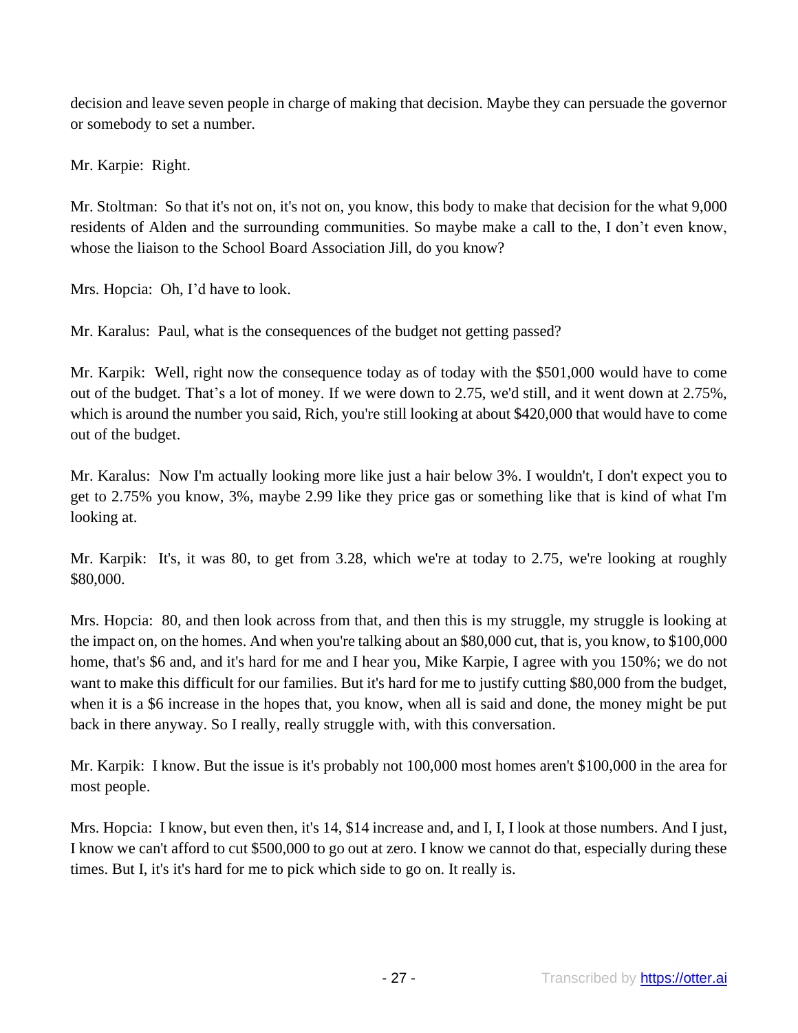decision and leave seven people in charge of making that decision. Maybe they can persuade the governor or somebody to set a number.

Mr. Karpie: Right.

Mr. Stoltman: So that it's not on, it's not on, you know, this body to make that decision for the what 9,000 residents of Alden and the surrounding communities. So maybe make a call to the, I don't even know, whose the liaison to the School Board Association Jill, do you know?

Mrs. Hopcia: Oh, I'd have to look.

Mr. Karalus: Paul, what is the consequences of the budget not getting passed?

Mr. Karpik: Well, right now the consequence today as of today with the $501,000 would have to come out of the budget. That's a lot of money. If we were down to 2.75, we'd still, and it went down at 2.75%, which is around the number you said, Rich, you're still looking at about $420,000 that would have to come out of the budget.

Mr. Karalus: Now I'm actually looking more like just a hair below 3%. I wouldn't, I don't expect you to get to 2.75% you know, 3%, maybe 2.99 like they price gas or something like that is kind of what I'm looking at.

Mr. Karpik: It's, it was 80, to get from 3.28, which we're at today to 2.75, we're looking at roughly $80,000.

Mrs. Hopcia: 80, and then look across from that, and then this is my struggle, my struggle is looking at the impact on, on the homes. And when you're talking about an $80,000 cut, that is, you know, to $100,000 home, that's $6 and, and it's hard for me and I hear you, Mike Karpie, I agree with you 150%; we do not want to make this difficult for our families. But it's hard for me to justify cutting $80,000 from the budget, when it is a $6 increase in the hopes that, you know, when all is said and done, the money might be put back in there anyway. So I really, really struggle with, with this conversation.

Mr. Karpik: I know. But the issue is it's probably not 100,000 most homes aren't $100,000 in the area for most people.

Mrs. Hopcia: I know, but even then, it's 14, $14 increase and, and I, I, I look at those numbers. And I just, I know we can't afford to cut $500,000 to go out at zero. I know we cannot do that, especially during these times. But I, it's it's hard for me to pick which side to go on. It really is.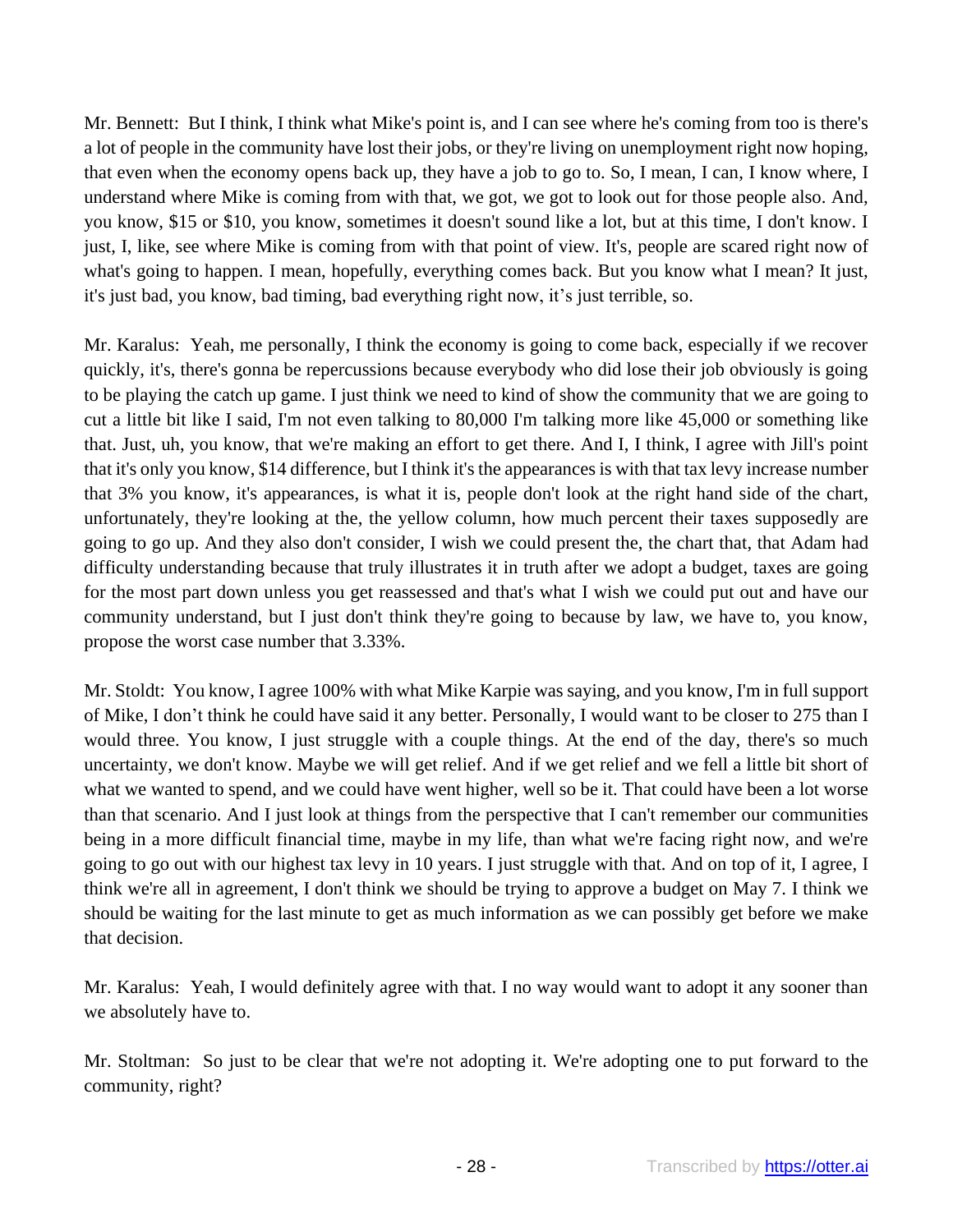Mr. Bennett: But I think, I think what Mike's point is, and I can see where he's coming from too is there's a lot of people in the community have lost their jobs, or they're living on unemployment right now hoping, that even when the economy opens back up, they have a job to go to. So, I mean, I can, I know where, I understand where Mike is coming from with that, we got, we got to look out for those people also. And, you know, $15 or $10, you know, sometimes it doesn't sound like a lot, but at this time, I don't know. I just, I, like, see where Mike is coming from with that point of view. It's, people are scared right now of what's going to happen. I mean, hopefully, everything comes back. But you know what I mean? It just, it's just bad, you know, bad timing, bad everything right now, it's just terrible, so.

Mr. Karalus: Yeah, me personally, I think the economy is going to come back, especially if we recover quickly, it's, there's gonna be repercussions because everybody who did lose their job obviously is going to be playing the catch up game. I just think we need to kind of show the community that we are going to cut a little bit like I said, I'm not even talking to 80,000 I'm talking more like 45,000 or something like that. Just, uh, you know, that we're making an effort to get there. And I, I think, I agree with Jill's point that it's only you know, $14 difference, but I think it's the appearances is with that tax levy increase number that 3% you know, it's appearances, is what it is, people don't look at the right hand side of the chart, unfortunately, they're looking at the, the yellow column, how much percent their taxes supposedly are going to go up. And they also don't consider, I wish we could present the, the chart that, that Adam had difficulty understanding because that truly illustrates it in truth after we adopt a budget, taxes are going for the most part down unless you get reassessed and that's what I wish we could put out and have our community understand, but I just don't think they're going to because by law, we have to, you know, propose the worst case number that 3.33%.

Mr. Stoldt: You know, I agree 100% with what Mike Karpie was saying, and you know, I'm in full support of Mike, I don't think he could have said it any better. Personally, I would want to be closer to 275 than I would three. You know, I just struggle with a couple things. At the end of the day, there's so much uncertainty, we don't know. Maybe we will get relief. And if we get relief and we fell a little bit short of what we wanted to spend, and we could have went higher, well so be it. That could have been a lot worse than that scenario. And I just look at things from the perspective that I can't remember our communities being in a more difficult financial time, maybe in my life, than what we're facing right now, and we're going to go out with our highest tax levy in 10 years. I just struggle with that. And on top of it, I agree, I think we're all in agreement, I don't think we should be trying to approve a budget on May 7. I think we should be waiting for the last minute to get as much information as we can possibly get before we make that decision.

Mr. Karalus: Yeah, I would definitely agree with that. I no way would want to adopt it any sooner than we absolutely have to.

Mr. Stoltman: So just to be clear that we're not adopting it. We're adopting one to put forward to the community, right?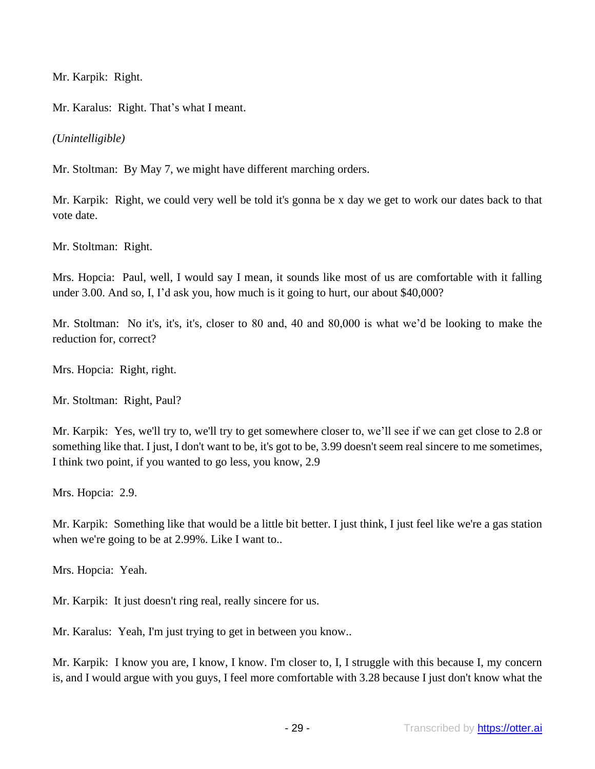Mr. Karpik: Right.

Mr. Karalus: Right. That's what I meant.

*(Unintelligible)*

Mr. Stoltman: By May 7, we might have different marching orders.

Mr. Karpik: Right, we could very well be told it's gonna be x day we get to work our dates back to that vote date.

Mr. Stoltman: Right.

Mrs. Hopcia: Paul, well, I would say I mean, it sounds like most of us are comfortable with it falling under 3.00. And so, I, I'd ask you, how much is it going to hurt, our about $40,000?

Mr. Stoltman: No it's, it's, it's, closer to 80 and, 40 and 80,000 is what we'd be looking to make the reduction for, correct?

Mrs. Hopcia: Right, right.

Mr. Stoltman: Right, Paul?

Mr. Karpik: Yes, we'll try to, we'll try to get somewhere closer to, we'll see if we can get close to 2.8 or something like that. I just, I don't want to be, it's got to be, 3.99 doesn't seem real sincere to me sometimes, I think two point, if you wanted to go less, you know, 2.9

Mrs. Hopcia: 2.9.

Mr. Karpik: Something like that would be a little bit better. I just think, I just feel like we're a gas station when we're going to be at 2.99%. Like I want to..

Mrs. Hopcia: Yeah.

Mr. Karpik: It just doesn't ring real, really sincere for us.

Mr. Karalus: Yeah, I'm just trying to get in between you know..

Mr. Karpik: I know you are, I know, I know. I'm closer to, I, I struggle with this because I, my concern is, and I would argue with you guys, I feel more comfortable with 3.28 because I just don't know what the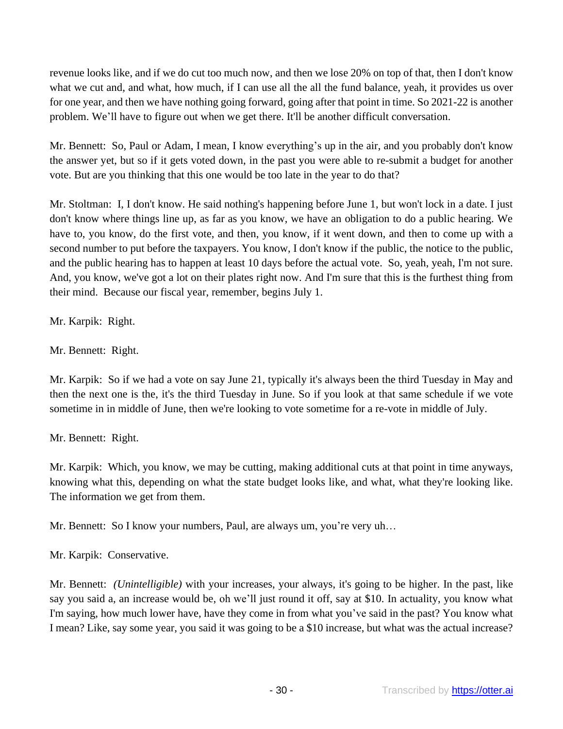revenue looks like, and if we do cut too much now, and then we lose 20% on top of that, then I don't know what we cut and, and what, how much, if I can use all the all the fund balance, yeah, it provides us over for one year, and then we have nothing going forward, going after that point in time. So 2021-22 is another problem. We'll have to figure out when we get there. It'll be another difficult conversation.

Mr. Bennett: So, Paul or Adam, I mean, I know everything's up in the air, and you probably don't know the answer yet, but so if it gets voted down, in the past you were able to re-submit a budget for another vote. But are you thinking that this one would be too late in the year to do that?

Mr. Stoltman: I, I don't know. He said nothing's happening before June 1, but won't lock in a date. I just don't know where things line up, as far as you know, we have an obligation to do a public hearing. We have to, you know, do the first vote, and then, you know, if it went down, and then to come up with a second number to put before the taxpayers. You know, I don't know if the public, the notice to the public, and the public hearing has to happen at least 10 days before the actual vote. So, yeah, yeah, I'm not sure. And, you know, we've got a lot on their plates right now. And I'm sure that this is the furthest thing from their mind. Because our fiscal year, remember, begins July 1.

Mr. Karpik: Right.

Mr. Bennett: Right.

Mr. Karpik: So if we had a vote on say June 21, typically it's always been the third Tuesday in May and then the next one is the, it's the third Tuesday in June. So if you look at that same schedule if we vote sometime in in middle of June, then we're looking to vote sometime for a re-vote in middle of July.

Mr. Bennett: Right.

Mr. Karpik: Which, you know, we may be cutting, making additional cuts at that point in time anyways, knowing what this, depending on what the state budget looks like, and what, what they're looking like. The information we get from them.

Mr. Bennett: So I know your numbers, Paul, are always um, you're very uh…

Mr. Karpik: Conservative.

Mr. Bennett: *(Unintelligible)* with your increases, your always, it's going to be higher. In the past, like say you said a, an increase would be, oh we'll just round it off, say at $10. In actuality, you know what I'm saying, how much lower have, have they come in from what you've said in the past? You know what I mean? Like, say some year, you said it was going to be a $10 increase, but what was the actual increase?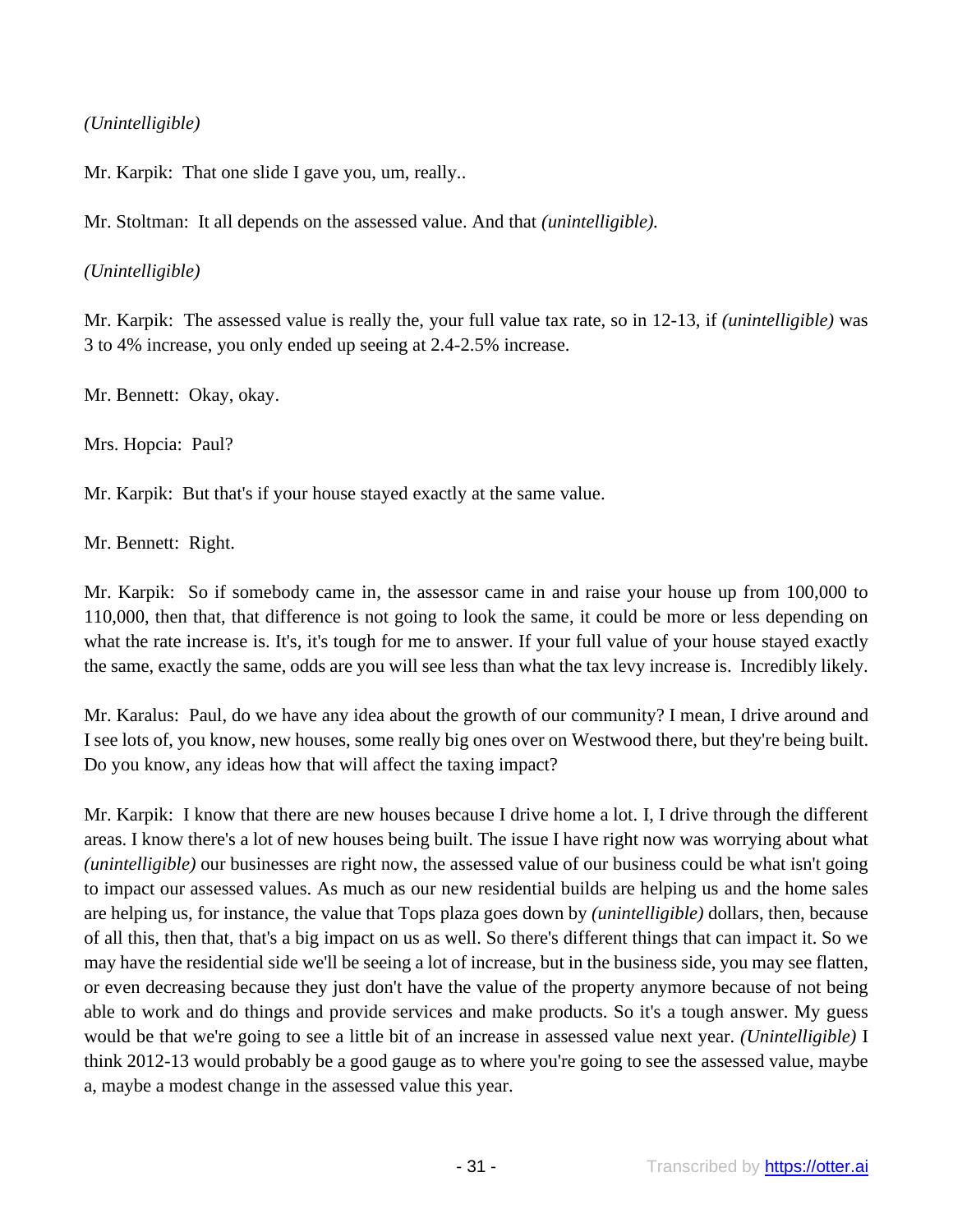*(Unintelligible)*

Mr. Karpik: That one slide I gave you, um, really..

Mr. Stoltman: It all depends on the assessed value. And that *(unintelligible).*

*(Unintelligible)*

Mr. Karpik: The assessed value is really the, your full value tax rate, so in 12-13, if *(unintelligible)* was 3 to 4% increase, you only ended up seeing at 2.4-2.5% increase.

Mr. Bennett: Okay, okay.

Mrs. Hopcia: Paul?

Mr. Karpik: But that's if your house stayed exactly at the same value.

Mr. Bennett: Right.

Mr. Karpik: So if somebody came in, the assessor came in and raise your house up from 100,000 to 110,000, then that, that difference is not going to look the same, it could be more or less depending on what the rate increase is. It's, it's tough for me to answer. If your full value of your house stayed exactly the same, exactly the same, odds are you will see less than what the tax levy increase is. Incredibly likely.

Mr. Karalus: Paul, do we have any idea about the growth of our community? I mean, I drive around and I see lots of, you know, new houses, some really big ones over on Westwood there, but they're being built. Do you know, any ideas how that will affect the taxing impact?

Mr. Karpik: I know that there are new houses because I drive home a lot. I, I drive through the different areas. I know there's a lot of new houses being built. The issue I have right now was worrying about what *(unintelligible)* our businesses are right now, the assessed value of our business could be what isn't going to impact our assessed values. As much as our new residential builds are helping us and the home sales are helping us, for instance, the value that Tops plaza goes down by *(unintelligible)* dollars, then, because of all this, then that, that's a big impact on us as well. So there's different things that can impact it. So we may have the residential side we'll be seeing a lot of increase, but in the business side, you may see flatten, or even decreasing because they just don't have the value of the property anymore because of not being able to work and do things and provide services and make products. So it's a tough answer. My guess would be that we're going to see a little bit of an increase in assessed value next year. *(Unintelligible)* I think 2012-13 would probably be a good gauge as to where you're going to see the assessed value, maybe a, maybe a modest change in the assessed value this year.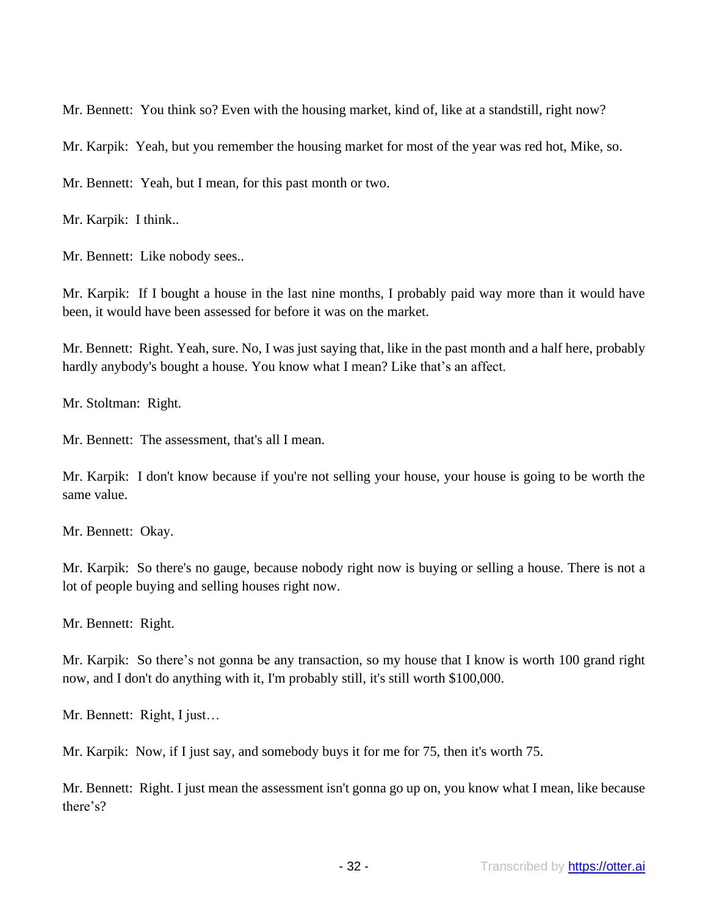Mr. Bennett: You think so? Even with the housing market, kind of, like at a standstill, right now?

Mr. Karpik: Yeah, but you remember the housing market for most of the year was red hot, Mike, so.

Mr. Bennett: Yeah, but I mean, for this past month or two.

Mr. Karpik: I think..

Mr. Bennett: Like nobody sees..

Mr. Karpik: If I bought a house in the last nine months, I probably paid way more than it would have been, it would have been assessed for before it was on the market.

Mr. Bennett: Right. Yeah, sure. No, I was just saying that, like in the past month and a half here, probably hardly anybody's bought a house. You know what I mean? Like that's an affect.

Mr. Stoltman: Right.

Mr. Bennett: The assessment, that's all I mean.

Mr. Karpik: I don't know because if you're not selling your house, your house is going to be worth the same value.

Mr. Bennett: Okay.

Mr. Karpik: So there's no gauge, because nobody right now is buying or selling a house. There is not a lot of people buying and selling houses right now.

Mr. Bennett: Right.

Mr. Karpik: So there's not gonna be any transaction, so my house that I know is worth 100 grand right now, and I don't do anything with it, I'm probably still, it's still worth $100,000.

Mr. Bennett: Right, I just…

Mr. Karpik: Now, if I just say, and somebody buys it for me for 75, then it's worth 75.

Mr. Bennett: Right. I just mean the assessment isn't gonna go up on, you know what I mean, like because there's?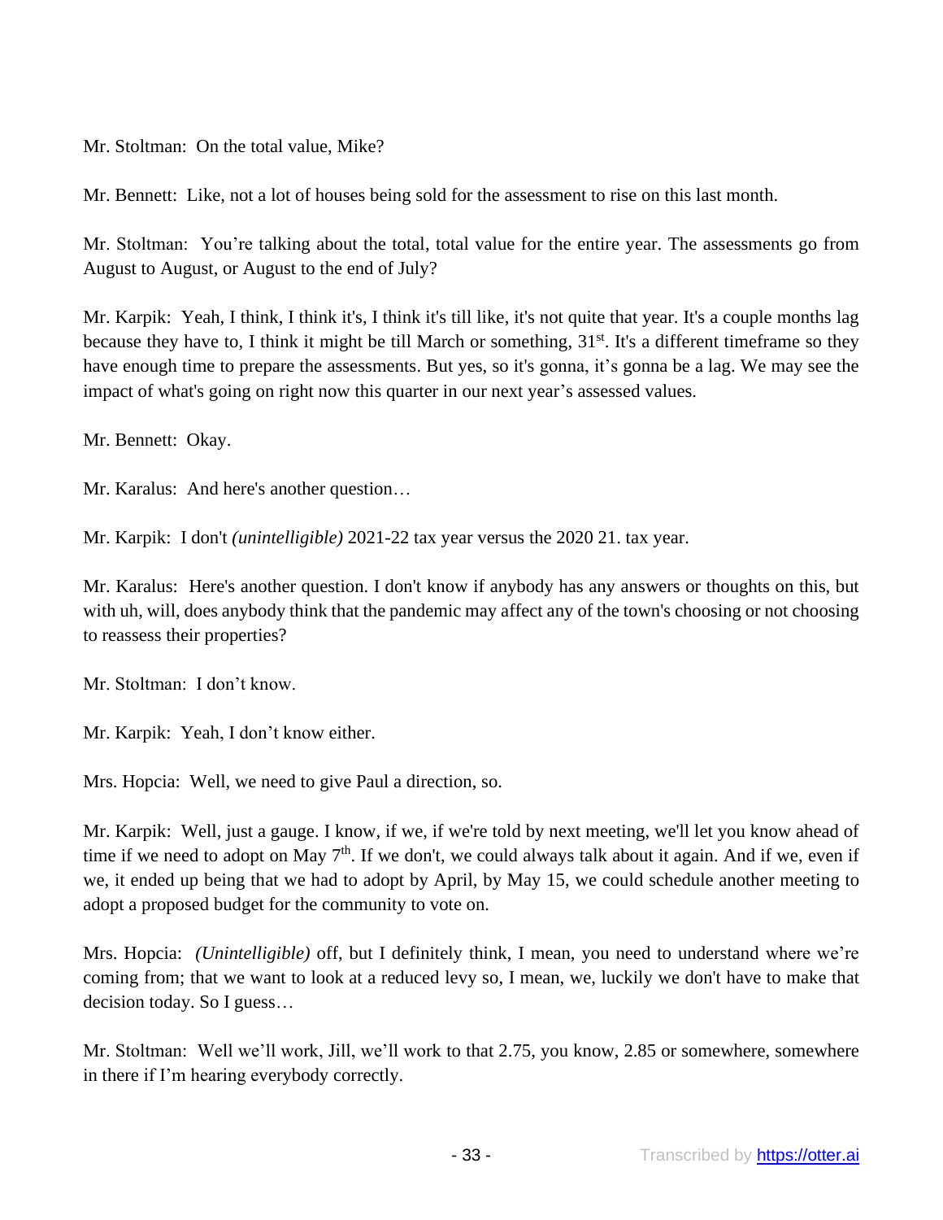Mr. Stoltman: On the total value, Mike?

Mr. Bennett: Like, not a lot of houses being sold for the assessment to rise on this last month.

Mr. Stoltman: You're talking about the total, total value for the entire year. The assessments go from August to August, or August to the end of July?

Mr. Karpik: Yeah, I think, I think it's, I think it's till like, it's not quite that year. It's a couple months lag because they have to, I think it might be till March or something, 31st. It's a different timeframe so they have enough time to prepare the assessments. But yes, so it's gonna, it's gonna be a lag. We may see the impact of what's going on right now this quarter in our next year's assessed values.

Mr. Bennett: Okay.

Mr. Karalus: And here's another question…

Mr. Karpik: I don't *(unintelligible)* 2021-22 tax year versus the 2020 21. tax year.

Mr. Karalus: Here's another question. I don't know if anybody has any answers or thoughts on this, but with uh, will, does anybody think that the pandemic may affect any of the town's choosing or not choosing to reassess their properties?

Mr. Stoltman: I don't know.

Mr. Karpik: Yeah, I don't know either.

Mrs. Hopcia: Well, we need to give Paul a direction, so.

Mr. Karpik: Well, just a gauge. I know, if we, if we're told by next meeting, we'll let you know ahead of time if we need to adopt on May 7th. If we don't, we could always talk about it again. And if we, even if we, it ended up being that we had to adopt by April, by May 15, we could schedule another meeting to adopt a proposed budget for the community to vote on.

Mrs. Hopcia: *(Unintelligible)* off, but I definitely think, I mean, you need to understand where we're coming from; that we want to look at a reduced levy so, I mean, we, luckily we don't have to make that decision today. So I guess…

Mr. Stoltman: Well we'll work, Jill, we'll work to that 2.75, you know, 2.85 or somewhere, somewhere in there if I'm hearing everybody correctly.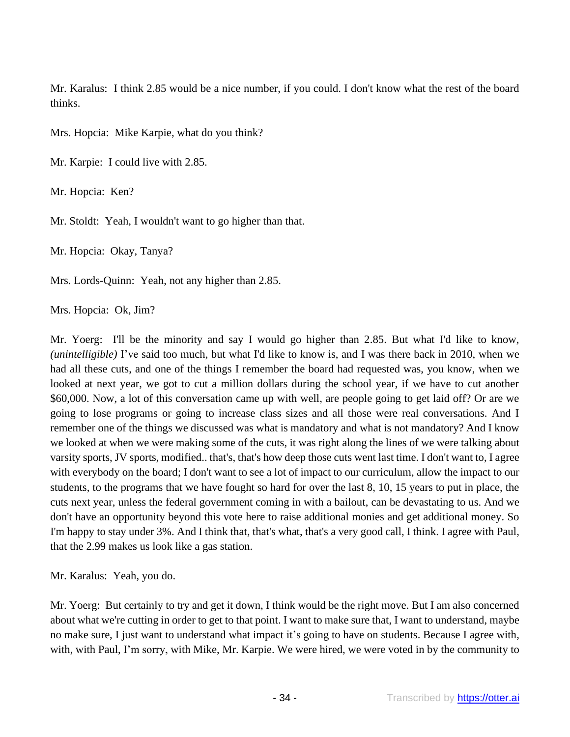Mr. Karalus: I think 2.85 would be a nice number, if you could. I don't know what the rest of the board thinks.

Mrs. Hopcia: Mike Karpie, what do you think?

Mr. Karpie: I could live with 2.85.

Mr. Hopcia: Ken?

Mr. Stoldt: Yeah, I wouldn't want to go higher than that.

Mr. Hopcia: Okay, Tanya?

Mrs. Lords-Quinn: Yeah, not any higher than 2.85.

Mrs. Hopcia: Ok, Jim?

Mr. Yoerg: I'll be the minority and say I would go higher than 2.85. But what I'd like to know, *(unintelligible)* I've said too much, but what I'd like to know is, and I was there back in 2010, when we had all these cuts, and one of the things I remember the board had requested was, you know, when we looked at next year, we got to cut a million dollars during the school year, if we have to cut another $60,000. Now, a lot of this conversation came up with well, are people going to get laid off? Or are we going to lose programs or going to increase class sizes and all those were real conversations. And I remember one of the things we discussed was what is mandatory and what is not mandatory? And I know we looked at when we were making some of the cuts, it was right along the lines of we were talking about varsity sports, JV sports, modified.. that's, that's how deep those cuts went last time. I don't want to, I agree with everybody on the board; I don't want to see a lot of impact to our curriculum, allow the impact to our students, to the programs that we have fought so hard for over the last 8, 10, 15 years to put in place, the cuts next year, unless the federal government coming in with a bailout, can be devastating to us. And we don't have an opportunity beyond this vote here to raise additional monies and get additional money. So I'm happy to stay under 3%. And I think that, that's what, that's a very good call, I think. I agree with Paul, that the 2.99 makes us look like a gas station.

Mr. Karalus: Yeah, you do.

Mr. Yoerg: But certainly to try and get it down, I think would be the right move. But I am also concerned about what we're cutting in order to get to that point. I want to make sure that, I want to understand, maybe no make sure, I just want to understand what impact it's going to have on students. Because I agree with, with, with Paul, I'm sorry, with Mike, Mr. Karpie. We were hired, we were voted in by the community to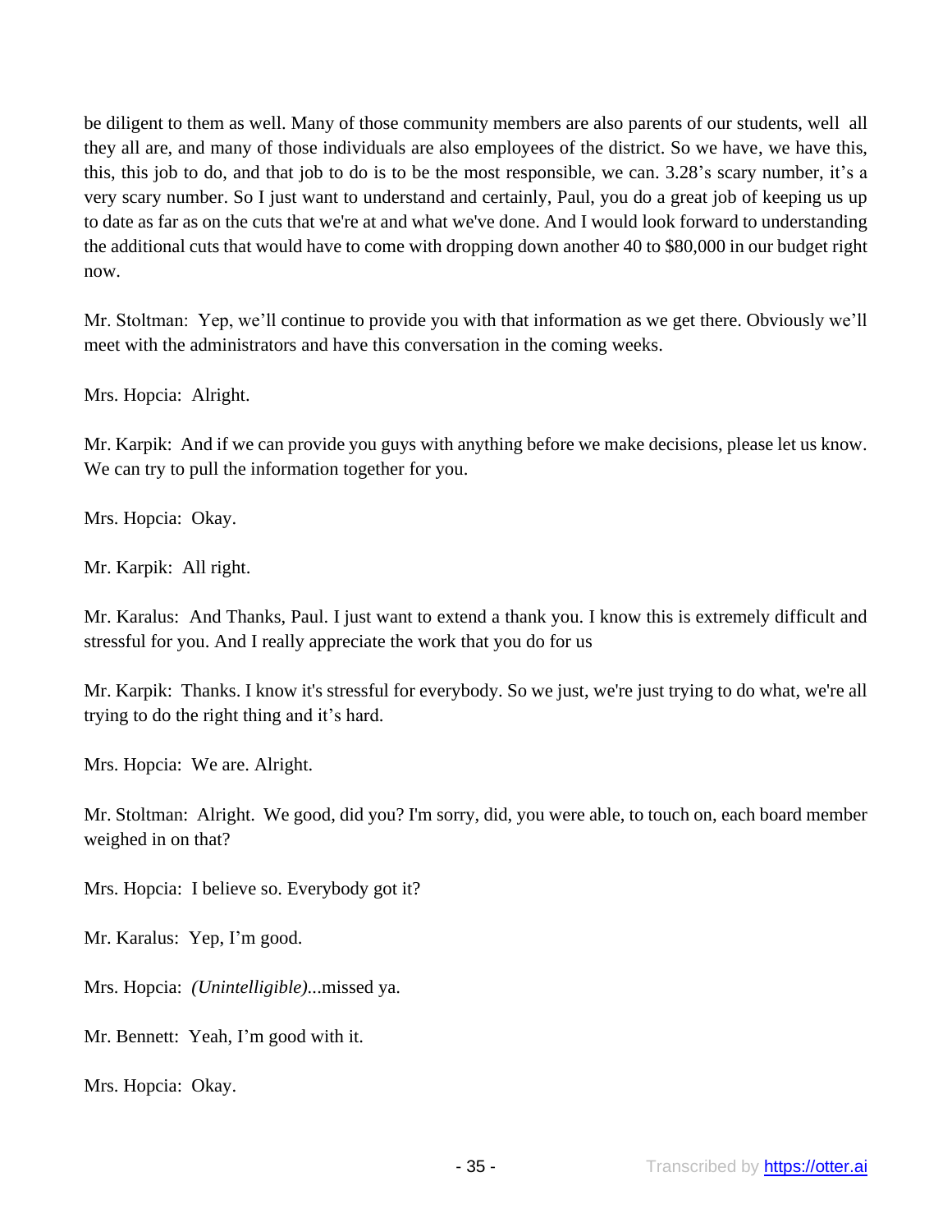be diligent to them as well. Many of those community members are also parents of our students, well all they all are, and many of those individuals are also employees of the district. So we have, we have this, this, this job to do, and that job to do is to be the most responsible, we can. 3.28's scary number, it's a very scary number. So I just want to understand and certainly, Paul, you do a great job of keeping us up to date as far as on the cuts that we're at and what we've done. And I would look forward to understanding the additional cuts that would have to come with dropping down another 40 to $80,000 in our budget right now.

Mr. Stoltman: Yep, we'll continue to provide you with that information as we get there. Obviously we'll meet with the administrators and have this conversation in the coming weeks.

Mrs. Hopcia: Alright.

Mr. Karpik: And if we can provide you guys with anything before we make decisions, please let us know. We can try to pull the information together for you.

Mrs. Hopcia: Okay.

Mr. Karpik: All right.

Mr. Karalus: And Thanks, Paul. I just want to extend a thank you. I know this is extremely difficult and stressful for you. And I really appreciate the work that you do for us

Mr. Karpik: Thanks. I know it's stressful for everybody. So we just, we're just trying to do what, we're all trying to do the right thing and it's hard.

Mrs. Hopcia: We are. Alright.

Mr. Stoltman: Alright. We good, did you? I'm sorry, did, you were able, to touch on, each board member weighed in on that?

Mrs. Hopcia: I believe so. Everybody got it?

Mr. Karalus: Yep, I'm good.

Mrs. Hopcia: *(Unintelligible)...*missed ya.

Mr. Bennett: Yeah, I'm good with it.

Mrs. Hopcia: Okay.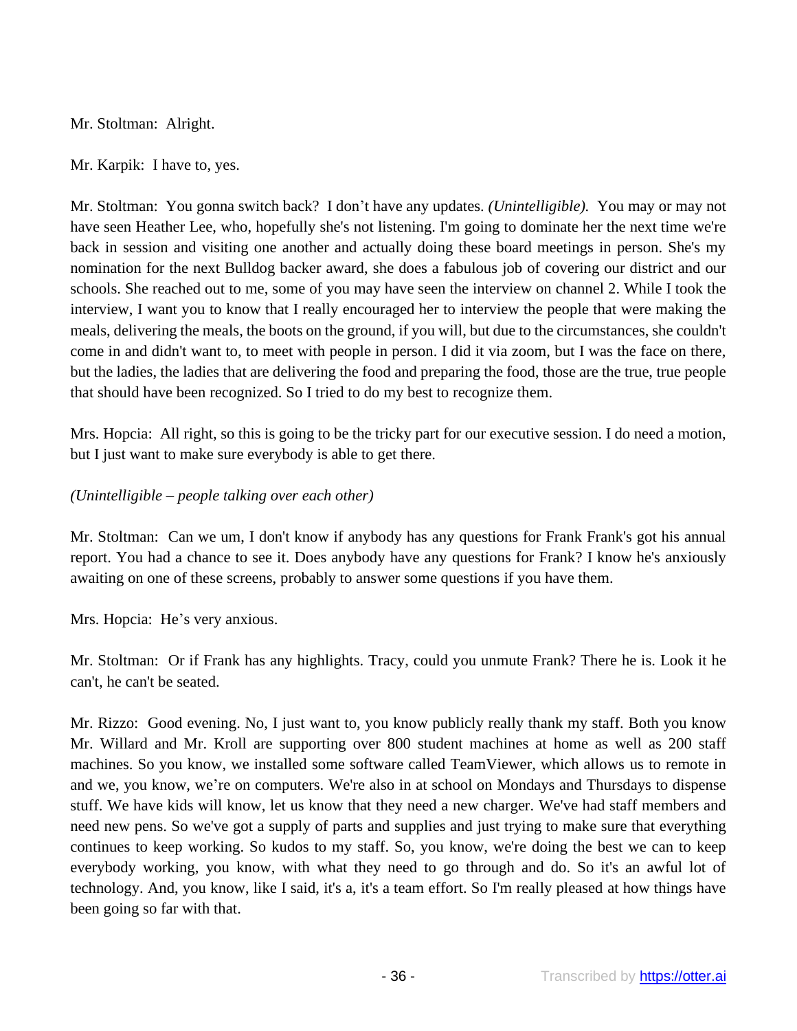Mr. Stoltman: Alright.

Mr. Karpik: I have to, yes.

Mr. Stoltman: You gonna switch back? I don't have any updates. *(Unintelligible).* You may or may not have seen Heather Lee, who, hopefully she's not listening. I'm going to dominate her the next time we're back in session and visiting one another and actually doing these board meetings in person. She's my nomination for the next Bulldog backer award, she does a fabulous job of covering our district and our schools. She reached out to me, some of you may have seen the interview on channel 2. While I took the interview, I want you to know that I really encouraged her to interview the people that were making the meals, delivering the meals, the boots on the ground, if you will, but due to the circumstances, she couldn't come in and didn't want to, to meet with people in person. I did it via zoom, but I was the face on there, but the ladies, the ladies that are delivering the food and preparing the food, those are the true, true people that should have been recognized. So I tried to do my best to recognize them.

Mrs. Hopcia: All right, so this is going to be the tricky part for our executive session. I do need a motion, but I just want to make sure everybody is able to get there.

*(Unintelligible – people talking over each other)*

Mr. Stoltman: Can we um, I don't know if anybody has any questions for Frank Frank's got his annual report. You had a chance to see it. Does anybody have any questions for Frank? I know he's anxiously awaiting on one of these screens, probably to answer some questions if you have them.

Mrs. Hopcia: He's very anxious.

Mr. Stoltman: Or if Frank has any highlights. Tracy, could you unmute Frank? There he is. Look it he can't, he can't be seated.

Mr. Rizzo: Good evening. No, I just want to, you know publicly really thank my staff. Both you know Mr. Willard and Mr. Kroll are supporting over 800 student machines at home as well as 200 staff machines. So you know, we installed some software called TeamViewer, which allows us to remote in and we, you know, we're on computers. We're also in at school on Mondays and Thursdays to dispense stuff. We have kids will know, let us know that they need a new charger. We've had staff members and need new pens. So we've got a supply of parts and supplies and just trying to make sure that everything continues to keep working. So kudos to my staff. So, you know, we're doing the best we can to keep everybody working, you know, with what they need to go through and do. So it's an awful lot of technology. And, you know, like I said, it's a, it's a team effort. So I'm really pleased at how things have been going so far with that.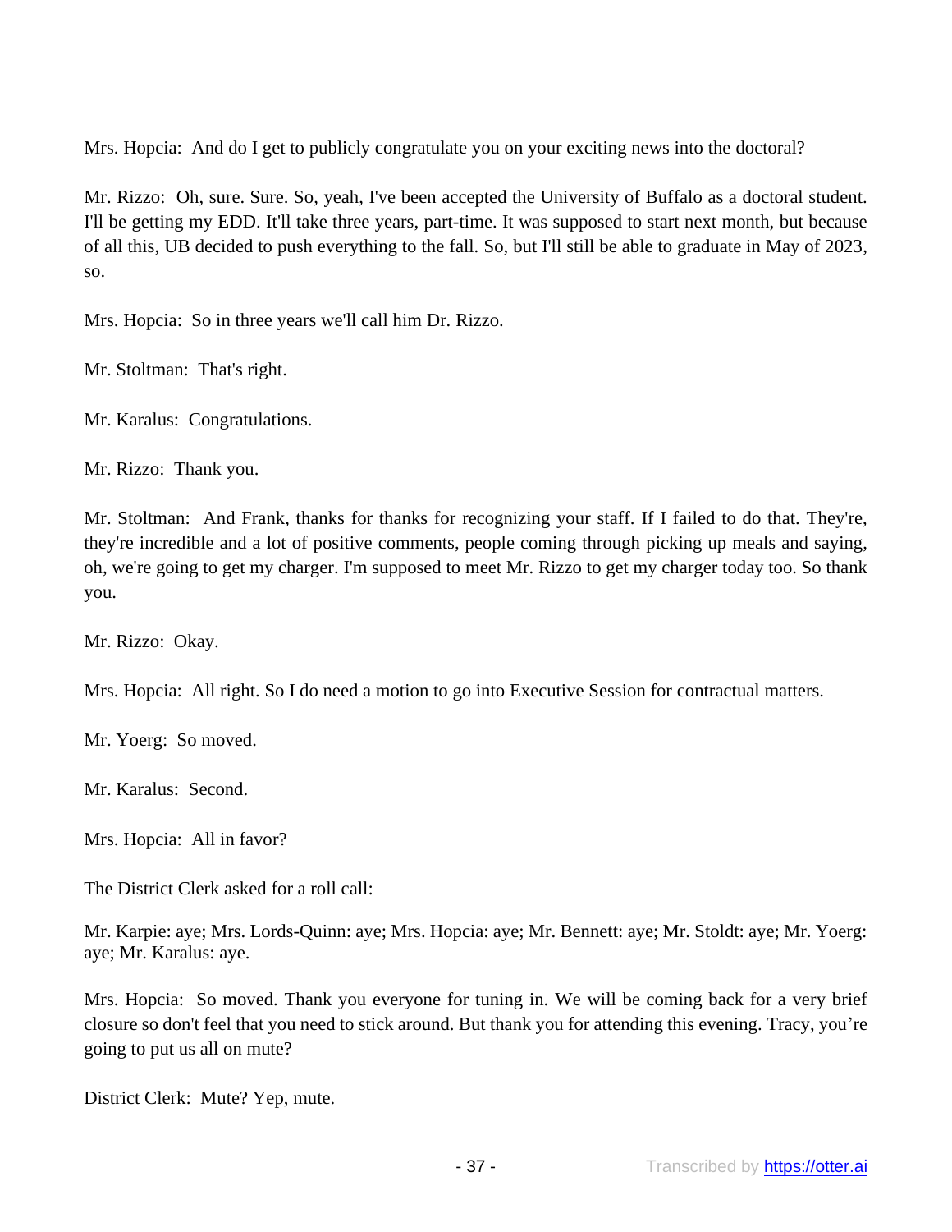Mrs. Hopcia: And do I get to publicly congratulate you on your exciting news into the doctoral?

Mr. Rizzo: Oh, sure. Sure. So, yeah, I've been accepted the University of Buffalo as a doctoral student. I'll be getting my EDD. It'll take three years, part-time. It was supposed to start next month, but because of all this, UB decided to push everything to the fall. So, but I'll still be able to graduate in May of 2023, so.

Mrs. Hopcia: So in three years we'll call him Dr. Rizzo.

Mr. Stoltman: That's right.

Mr. Karalus: Congratulations.

Mr. Rizzo: Thank you.

Mr. Stoltman: And Frank, thanks for thanks for recognizing your staff. If I failed to do that. They're, they're incredible and a lot of positive comments, people coming through picking up meals and saying, oh, we're going to get my charger. I'm supposed to meet Mr. Rizzo to get my charger today too. So thank you.

Mr. Rizzo: Okay.

Mrs. Hopcia: All right. So I do need a motion to go into Executive Session for contractual matters.

Mr. Yoerg: So moved.

Mr. Karalus: Second.

Mrs. Hopcia: All in favor?

The District Clerk asked for a roll call:

Mr. Karpie: aye; Mrs. Lords-Quinn: aye; Mrs. Hopcia: aye; Mr. Bennett: aye; Mr. Stoldt: aye; Mr. Yoerg: aye; Mr. Karalus: aye.

Mrs. Hopcia: So moved. Thank you everyone for tuning in. We will be coming back for a very brief closure so don't feel that you need to stick around. But thank you for attending this evening. Tracy, you're going to put us all on mute?

District Clerk: Mute? Yep, mute.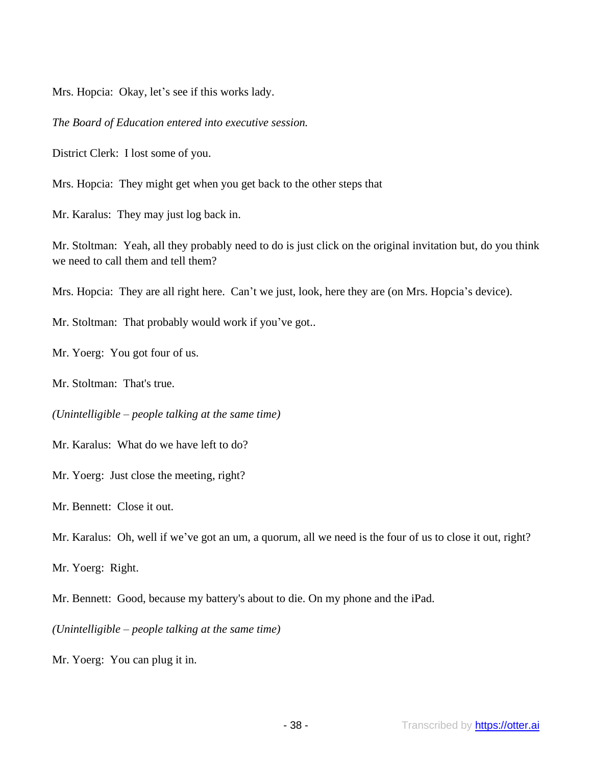Mrs. Hopcia: Okay, let's see if this works lady.

*The Board of Education entered into executive session.*

District Clerk: I lost some of you.

Mrs. Hopcia: They might get when you get back to the other steps that

Mr. Karalus: They may just log back in.

Mr. Stoltman: Yeah, all they probably need to do is just click on the original invitation but, do you think we need to call them and tell them?

Mrs. Hopcia: They are all right here. Can't we just, look, here they are (on Mrs. Hopcia's device).

Mr. Stoltman: That probably would work if you've got..

Mr. Yoerg: You got four of us.

Mr. Stoltman: That's true.

*(Unintelligible – people talking at the same time)*

Mr. Karalus: What do we have left to do?

Mr. Yoerg: Just close the meeting, right?

Mr. Bennett: Close it out.

Mr. Karalus: Oh, well if we've got an um, a quorum, all we need is the four of us to close it out, right?

Mr. Yoerg: Right.

Mr. Bennett: Good, because my battery's about to die. On my phone and the iPad.

*(Unintelligible – people talking at the same time)*

Mr. Yoerg: You can plug it in.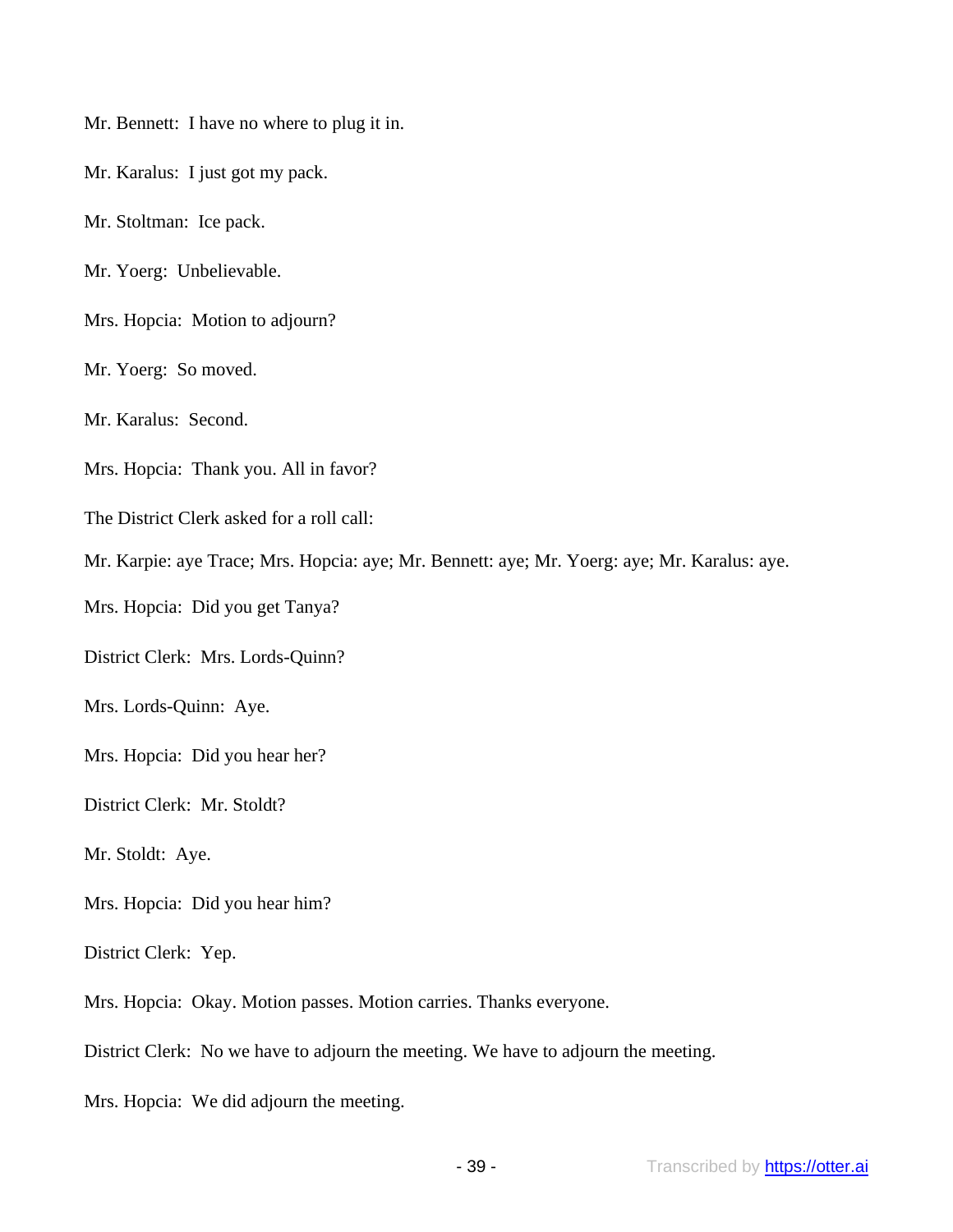Mr. Bennett: I have no where to plug it in.

Mr. Karalus: I just got my pack.

Mr. Stoltman: Ice pack.

Mr. Yoerg: Unbelievable.

Mrs. Hopcia: Motion to adjourn?

Mr. Yoerg: So moved.

Mr. Karalus: Second.

Mrs. Hopcia: Thank you. All in favor?

The District Clerk asked for a roll call:

Mr. Karpie: aye Trace; Mrs. Hopcia: aye; Mr. Bennett: aye; Mr. Yoerg: aye; Mr. Karalus: aye.

Mrs. Hopcia: Did you get Tanya?

District Clerk: Mrs. Lords-Quinn?

Mrs. Lords-Quinn: Aye.

Mrs. Hopcia: Did you hear her?

District Clerk: Mr. Stoldt?

Mr. Stoldt: Aye.

Mrs. Hopcia: Did you hear him?

District Clerk: Yep.

Mrs. Hopcia: Okay. Motion passes. Motion carries. Thanks everyone.

District Clerk: No we have to adjourn the meeting. We have to adjourn the meeting.

Mrs. Hopcia: We did adjourn the meeting.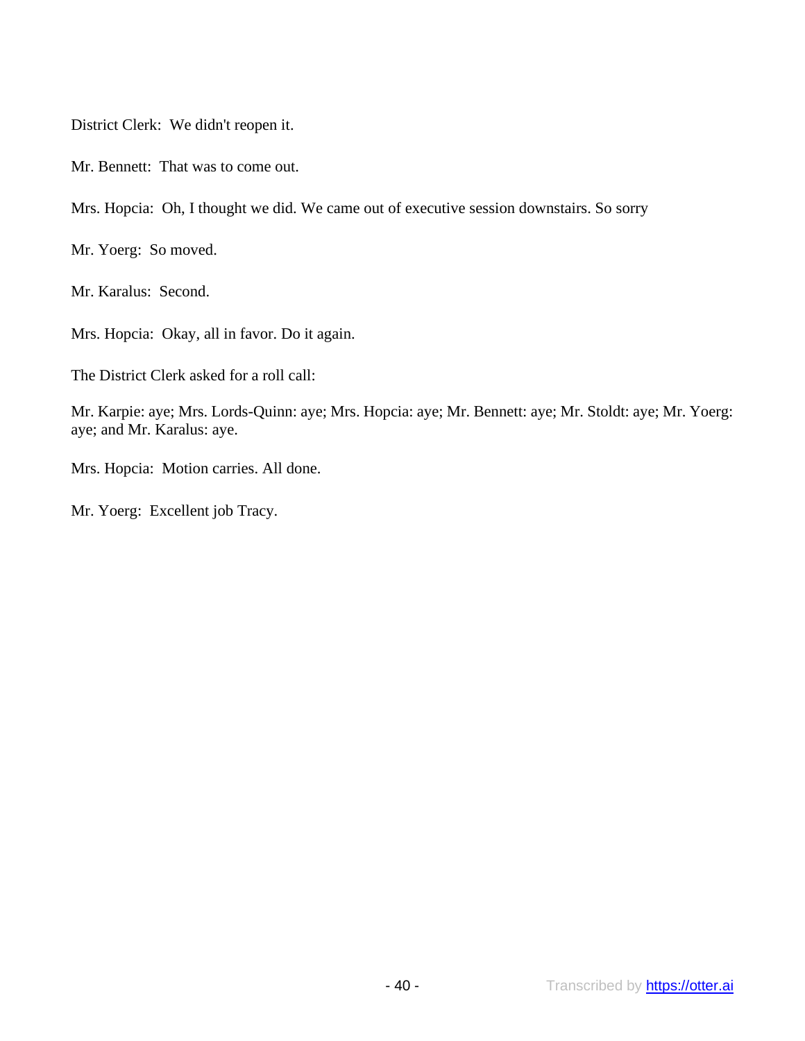District Clerk:  We didn't reopen it.

Mr. Bennett:  That was to come out.

Mrs. Hopcia:  Oh, I thought we did. We came out of executive session downstairs. So sorry

Mr. Yoerg:  So moved.

Mr. Karalus:  Second.

Mrs. Hopcia:  Okay, all in favor. Do it again.

The District Clerk asked for a roll call:

Mr. Karpie: aye; Mrs. Lords-Quinn: aye; Mrs. Hopcia: aye; Mr. Bennett: aye; Mr. Stoldt: aye; Mr. Yoerg: aye; and Mr. Karalus: aye.

Mrs. Hopcia:  Motion carries. All done.

Mr. Yoerg:  Excellent job Tracy.